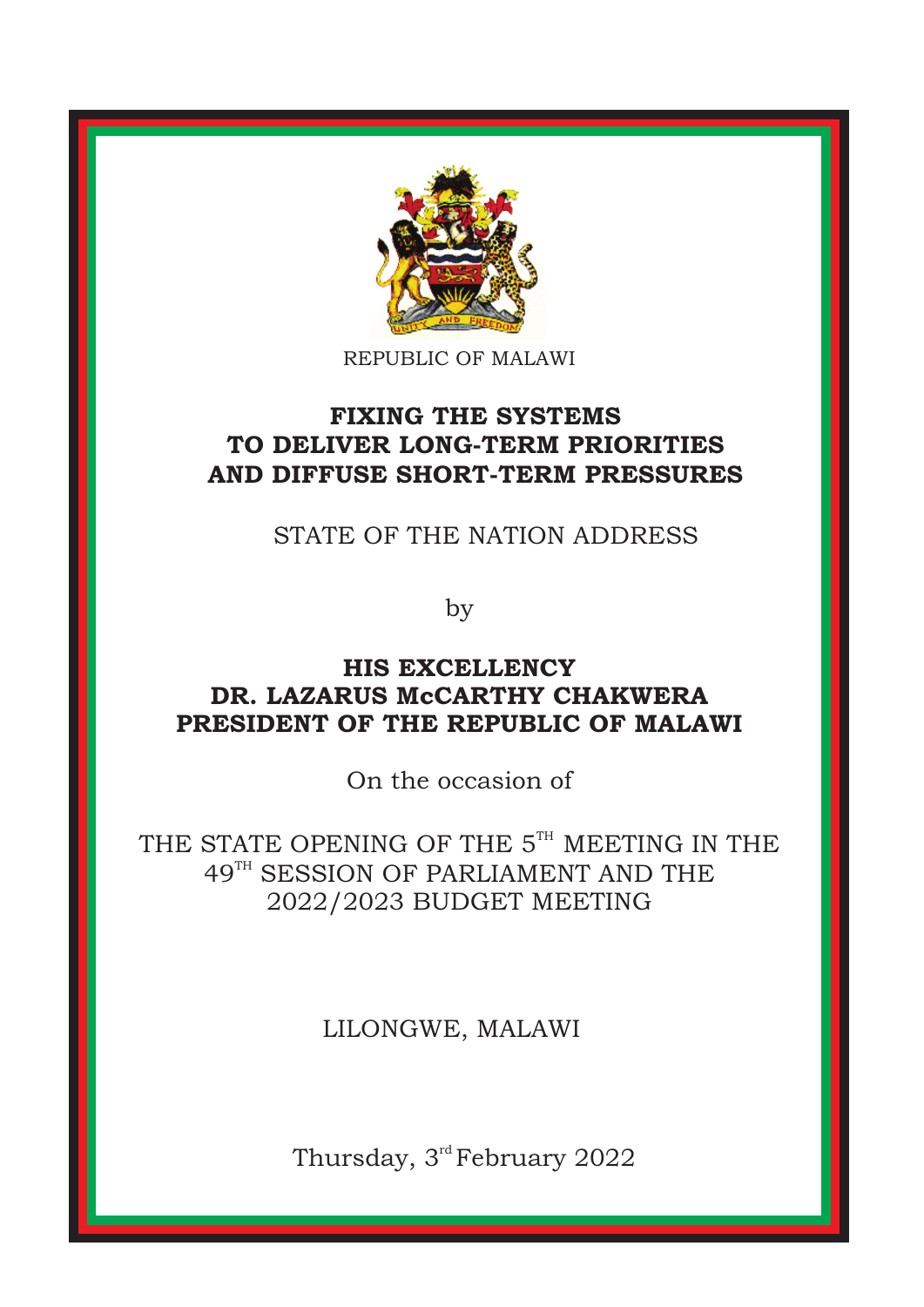REPUBLIC OF MALAWI

# FIXING THE SYSTEMS TO DELIVER LONG-TERM PRIORITIES AND DIFFUSE SHORT-TERM PRESSURES

STATE OF THE NATION ADDRESS

by

**HIS EXCELLENCY**
**DR. LAZARUS McCARTHY CHAKWERA**
**PRESIDENT OF THE REPUBLIC OF MALAWI**

On the occasion of

THE STATE OPENING OF THE 5TH MEETING IN THE 49TH SESSION OF PARLIAMENT AND THE 2022/2023 BUDGET MEETING

LILONGWE, MALAWI

Thursday, 3rd February 2022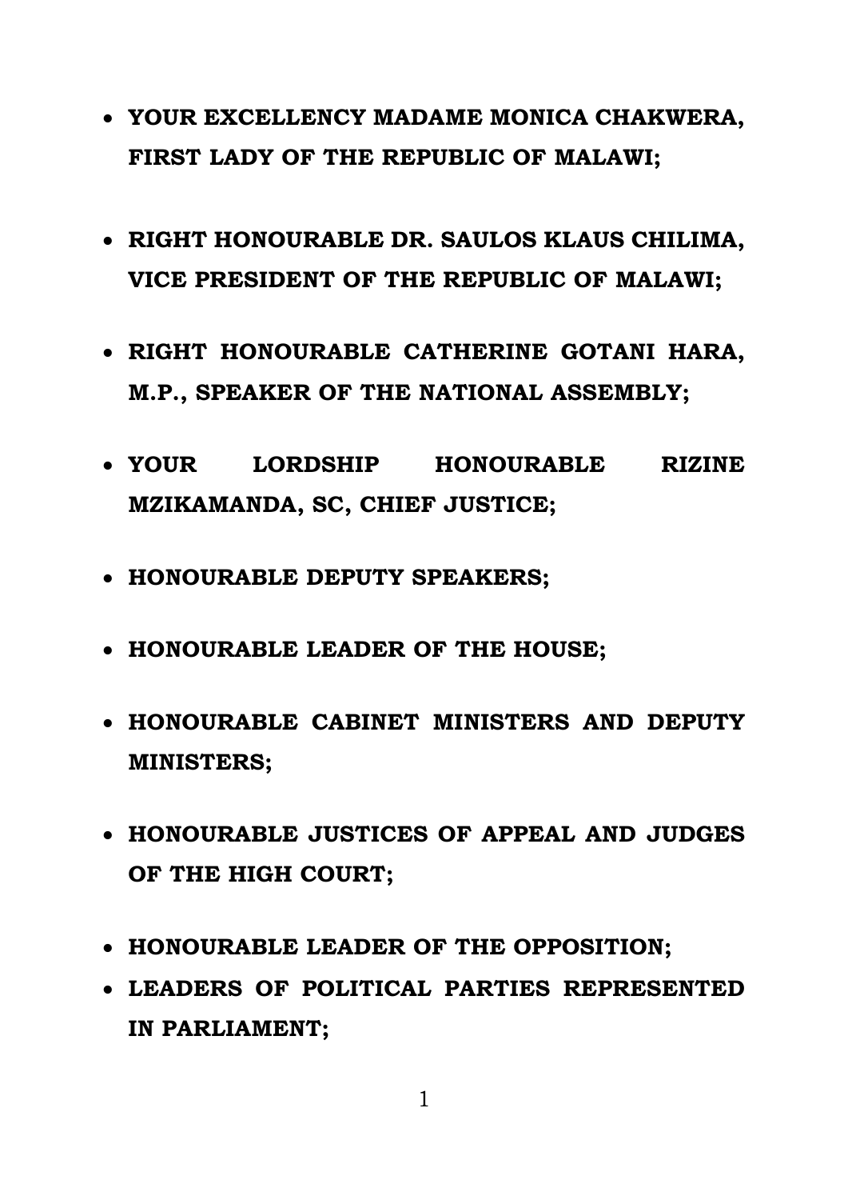- **YOUR EXCELLENCY MADAME MONICA CHAKWERA, FIRST LADY OF THE REPUBLIC OF MALAWI;**

- **RIGHT HONOURABLE DR. SAULOS KLAUS CHILIMA, VICE PRESIDENT OF THE REPUBLIC OF MALAWI;**

- **RIGHT HONOURABLE CATHERINE GOTANI HARA, M.P., SPEAKER OF THE NATIONAL ASSEMBLY;**

- **YOUR LORDSHIP HONOURABLE RIZINE MZIKAMANDA, SC, CHIEF JUSTICE;**

- **HONOURABLE DEPUTY SPEAKERS;**

- **HONOURABLE LEADER OF THE HOUSE;**

- **HONOURABLE CABINET MINISTERS AND DEPUTY MINISTERS;**

- **HONOURABLE JUSTICES OF APPEAL AND JUDGES OF THE HIGH COURT;**

- **HONOURABLE LEADER OF THE OPPOSITION;**
- **LEADERS OF POLITICAL PARTIES REPRESENTED IN PARLIAMENT;**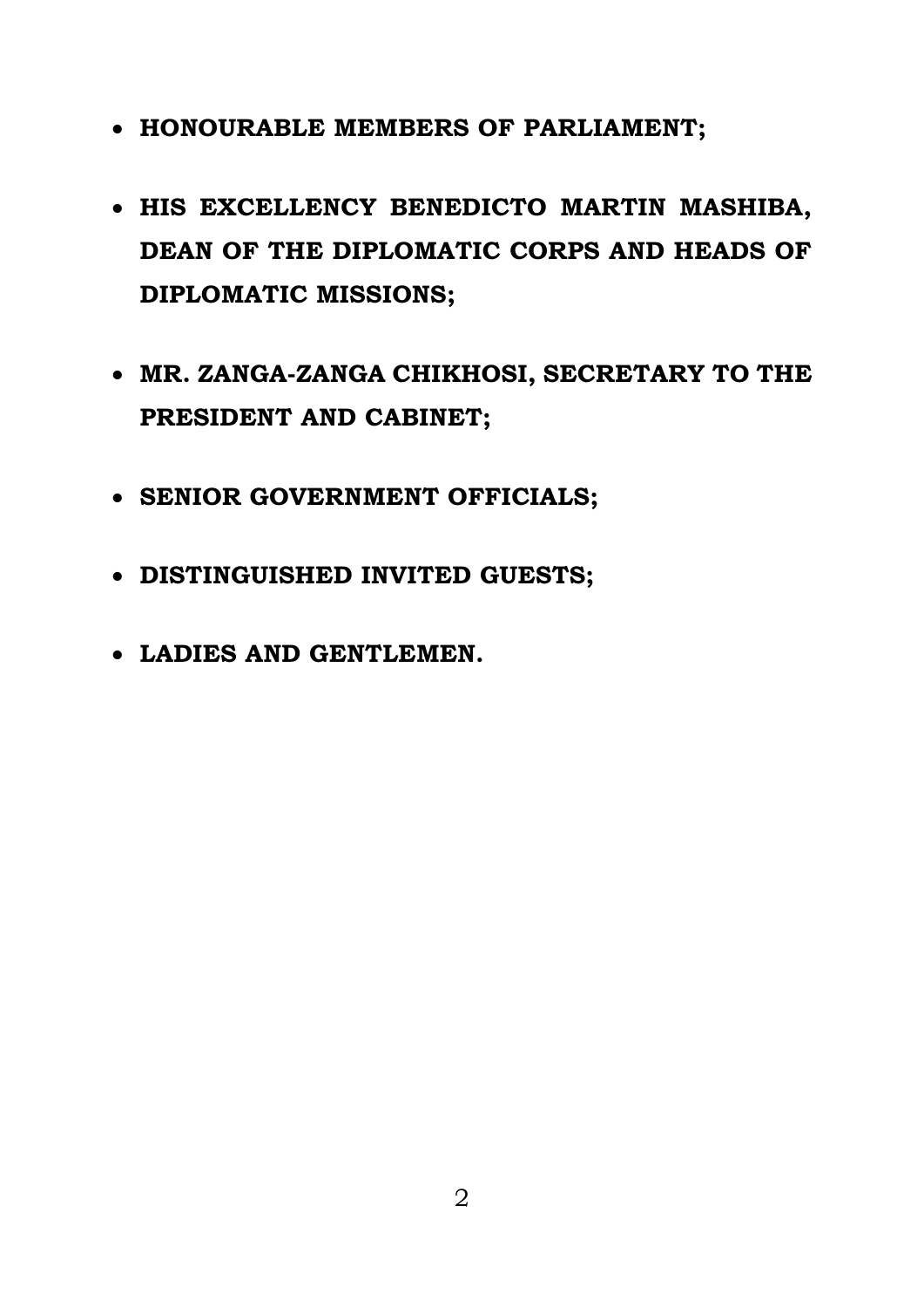- **HONOURABLE MEMBERS OF PARLIAMENT;**
- **HIS EXCELLENCY BENEDICTO MARTIN MASHIBA, DEAN OF THE DIPLOMATIC CORPS AND HEADS OF DIPLOMATIC MISSIONS;**
- **MR. ZANGA-ZANGA CHIKHOSI, SECRETARY TO THE PRESIDENT AND CABINET;**
- **SENIOR GOVERNMENT OFFICIALS;**
- **DISTINGUISHED INVITED GUESTS;**
- **LADIES AND GENTLEMEN.**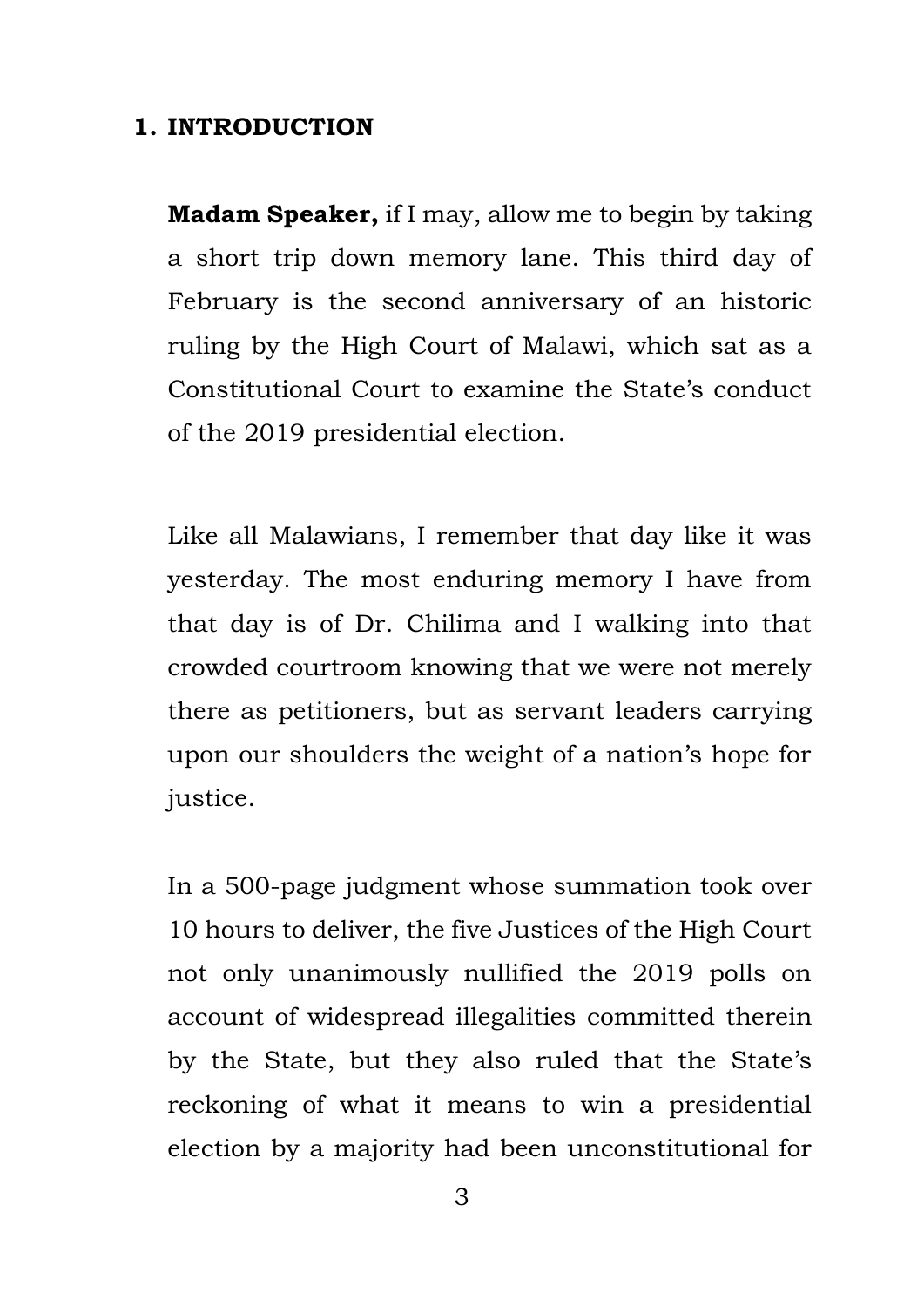## 1. INTRODUCTION

**Madam Speaker,** if I may, allow me to begin by taking a short trip down memory lane. This third day of February is the second anniversary of an historic ruling by the High Court of Malawi, which sat as a Constitutional Court to examine the State's conduct of the 2019 presidential election.

Like all Malawians, I remember that day like it was yesterday. The most enduring memory I have from that day is of Dr. Chilima and I walking into that crowded courtroom knowing that we were not merely there as petitioners, but as servant leaders carrying upon our shoulders the weight of a nation's hope for justice.

In a 500-page judgment whose summation took over 10 hours to deliver, the five Justices of the High Court not only unanimously nullified the 2019 polls on account of widespread illegalities committed therein by the State, but they also ruled that the State's reckoning of what it means to win a presidential election by a majority had been unconstitutional for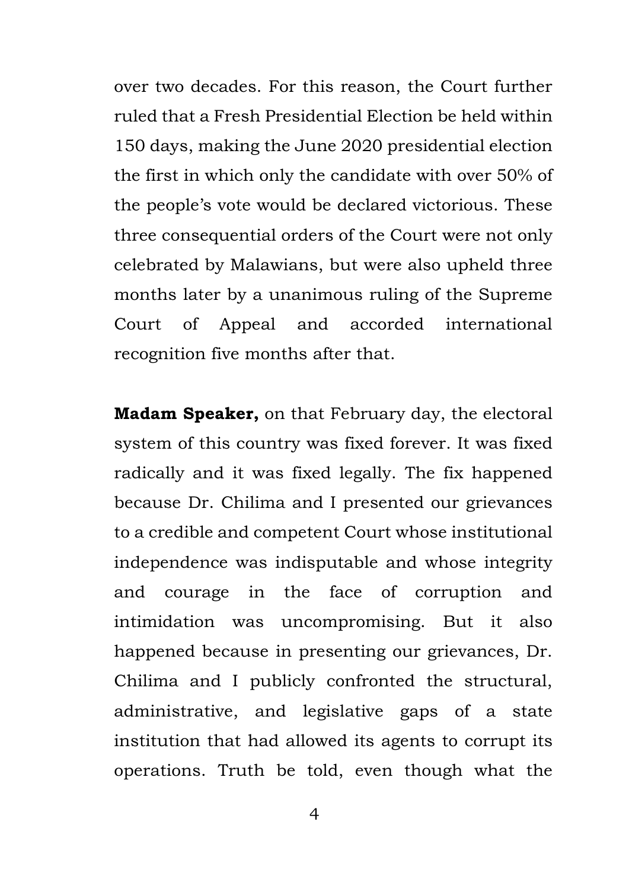over two decades. For this reason, the Court further ruled that a Fresh Presidential Election be held within 150 days, making the June 2020 presidential election the first in which only the candidate with over 50% of the people's vote would be declared victorious. These three consequential orders of the Court were not only celebrated by Malawians, but were also upheld three months later by a unanimous ruling of the Supreme Court of Appeal and accorded international recognition five months after that.

**Madam Speaker,** on that February day, the electoral system of this country was fixed forever. It was fixed radically and it was fixed legally. The fix happened because Dr. Chilima and I presented our grievances to a credible and competent Court whose institutional independence was indisputable and whose integrity and courage in the face of corruption and intimidation was uncompromising. But it also happened because in presenting our grievances, Dr. Chilima and I publicly confronted the structural, administrative, and legislative gaps of a state institution that had allowed its agents to corrupt its operations. Truth be told, even though what the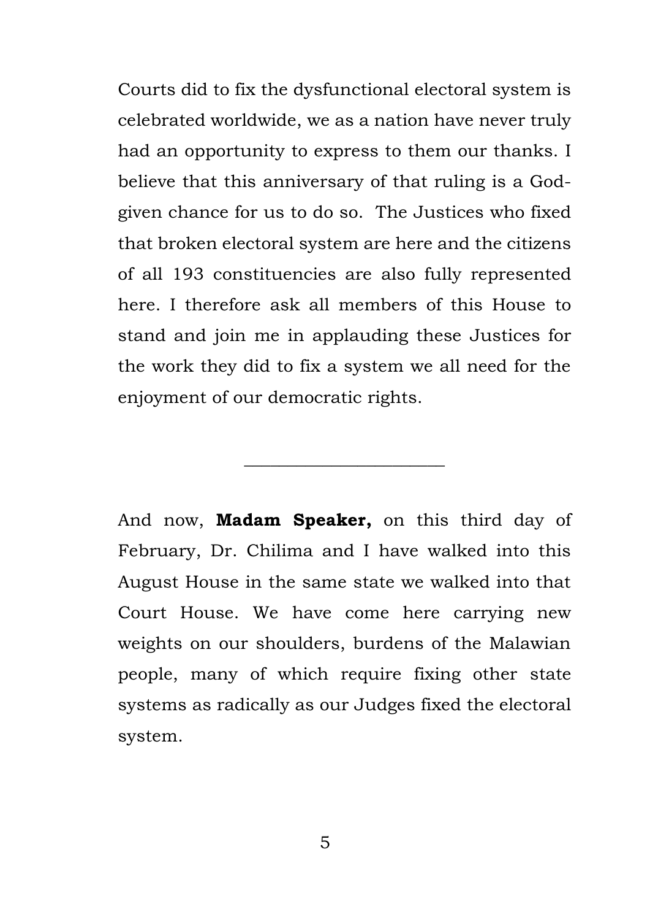Courts did to fix the dysfunctional electoral system is celebrated worldwide, we as a nation have never truly had an opportunity to express to them our thanks. I believe that this anniversary of that ruling is a God-given chance for us to do so. The Justices who fixed that broken electoral system are here and the citizens of all 193 constituencies are also fully represented here. I therefore ask all members of this House to stand and join me in applauding these Justices for the work they did to fix a system we all need for the enjoyment of our democratic rights.

---

And now, **Madam Speaker,** on this third day of February, Dr. Chilima and I have walked into this August House in the same state we walked into that Court House. We have come here carrying new weights on our shoulders, burdens of the Malawian people, many of which require fixing other state systems as radically as our Judges fixed the electoral system.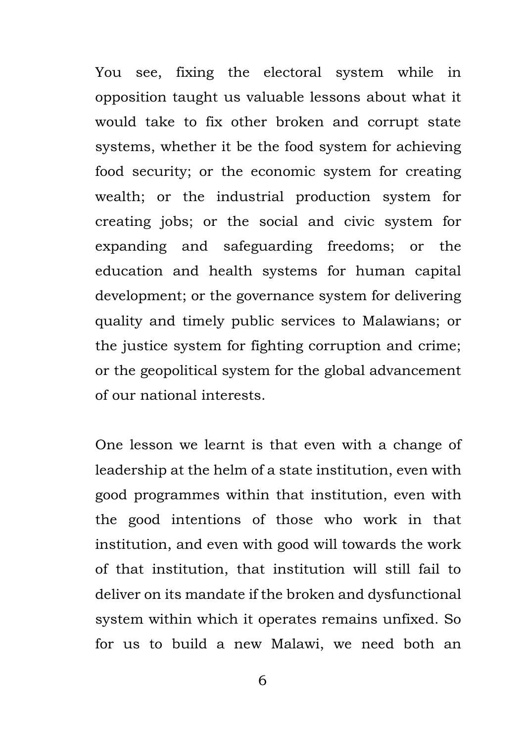You see, fixing the electoral system while in opposition taught us valuable lessons about what it would take to fix other broken and corrupt state systems, whether it be the food system for achieving food security; or the economic system for creating wealth; or the industrial production system for creating jobs; or the social and civic system for expanding and safeguarding freedoms; or the education and health systems for human capital development; or the governance system for delivering quality and timely public services to Malawians; or the justice system for fighting corruption and crime; or the geopolitical system for the global advancement of our national interests.

One lesson we learnt is that even with a change of leadership at the helm of a state institution, even with good programmes within that institution, even with the good intentions of those who work in that institution, and even with good will towards the work of that institution, that institution will still fail to deliver on its mandate if the broken and dysfunctional system within which it operates remains unfixed. So for us to build a new Malawi, we need both an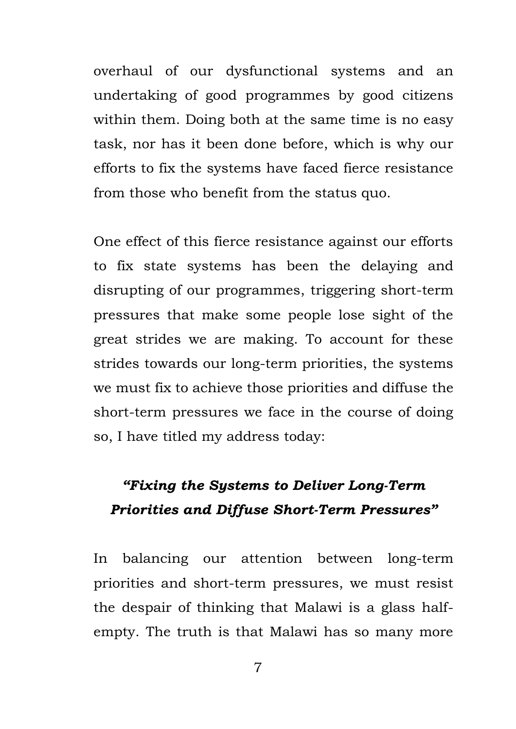overhaul of our dysfunctional systems and an undertaking of good programmes by good citizens within them. Doing both at the same time is no easy task, nor has it been done before, which is why our efforts to fix the systems have faced fierce resistance from those who benefit from the status quo.

One effect of this fierce resistance against our efforts to fix state systems has been the delaying and disrupting of our programmes, triggering short-term pressures that make some people lose sight of the great strides we are making. To account for these strides towards our long-term priorities, the systems we must fix to achieve those priorities and diffuse the short-term pressures we face in the course of doing so, I have titled my address today:

***"Fixing the Systems to Deliver Long-Term Priorities and Diffuse Short-Term Pressures"***

In balancing our attention between long-term priorities and short-term pressures, we must resist the despair of thinking that Malawi is a glass half-empty. The truth is that Malawi has so many more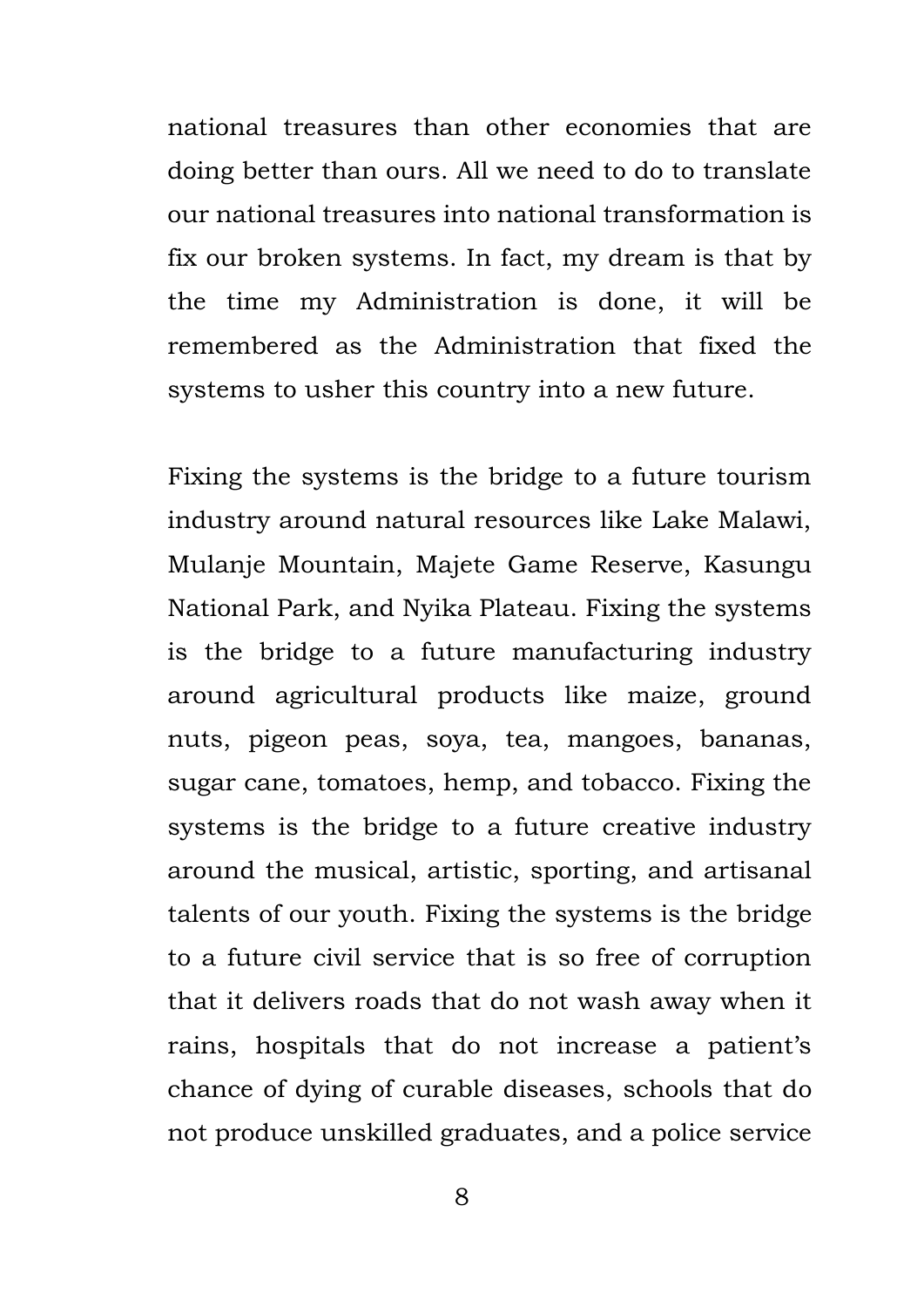national treasures than other economies that are doing better than ours. All we need to do to translate our national treasures into national transformation is fix our broken systems. In fact, my dream is that by the time my Administration is done, it will be remembered as the Administration that fixed the systems to usher this country into a new future.

Fixing the systems is the bridge to a future tourism industry around natural resources like Lake Malawi, Mulanje Mountain, Majete Game Reserve, Kasungu National Park, and Nyika Plateau. Fixing the systems is the bridge to a future manufacturing industry around agricultural products like maize, ground nuts, pigeon peas, soya, tea, mangoes, bananas, sugar cane, tomatoes, hemp, and tobacco. Fixing the systems is the bridge to a future creative industry around the musical, artistic, sporting, and artisanal talents of our youth. Fixing the systems is the bridge to a future civil service that is so free of corruption that it delivers roads that do not wash away when it rains, hospitals that do not increase a patient's chance of dying of curable diseases, schools that do not produce unskilled graduates, and a police service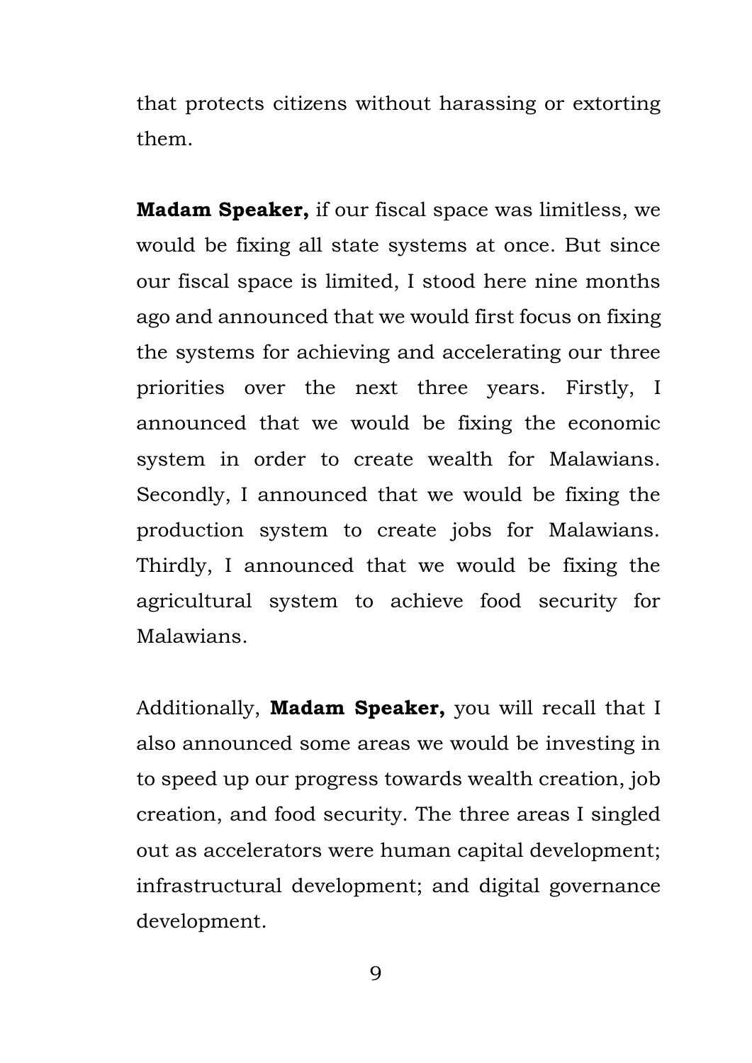that protects citizens without harassing or extorting them.

**Madam Speaker,** if our fiscal space was limitless, we would be fixing all state systems at once. But since our fiscal space is limited, I stood here nine months ago and announced that we would first focus on fixing the systems for achieving and accelerating our three priorities over the next three years. Firstly, I announced that we would be fixing the economic system in order to create wealth for Malawians. Secondly, I announced that we would be fixing the production system to create jobs for Malawians. Thirdly, I announced that we would be fixing the agricultural system to achieve food security for Malawians.

Additionally, **Madam Speaker,** you will recall that I also announced some areas we would be investing in to speed up our progress towards wealth creation, job creation, and food security. The three areas I singled out as accelerators were human capital development; infrastructural development; and digital governance development.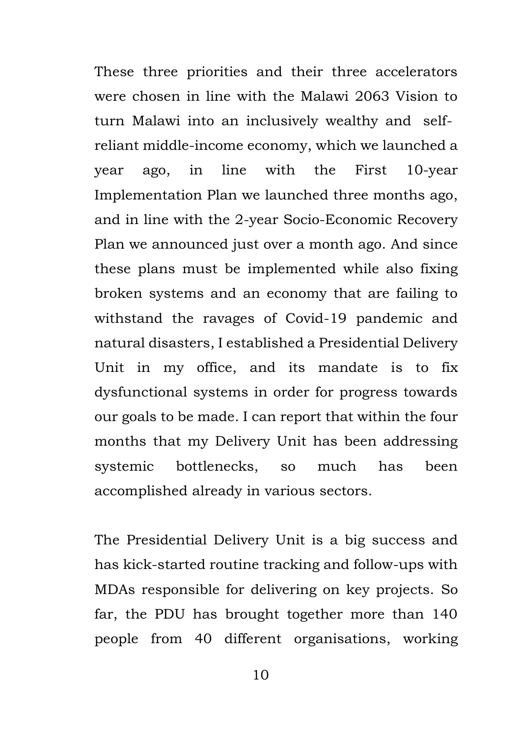These three priorities and their three accelerators were chosen in line with the Malawi 2063 Vision to turn Malawi into an inclusively wealthy and self-reliant middle-income economy, which we launched a year ago, in line with the First 10-year Implementation Plan we launched three months ago, and in line with the 2-year Socio-Economic Recovery Plan we announced just over a month ago. And since these plans must be implemented while also fixing broken systems and an economy that are failing to withstand the ravages of Covid-19 pandemic and natural disasters, I established a Presidential Delivery Unit in my office, and its mandate is to fix dysfunctional systems in order for progress towards our goals to be made. I can report that within the four months that my Delivery Unit has been addressing systemic bottlenecks, so much has been accomplished already in various sectors.

The Presidential Delivery Unit is a big success and has kick-started routine tracking and follow-ups with MDAs responsible for delivering on key projects. So far, the PDU has brought together more than 140 people from 40 different organisations, working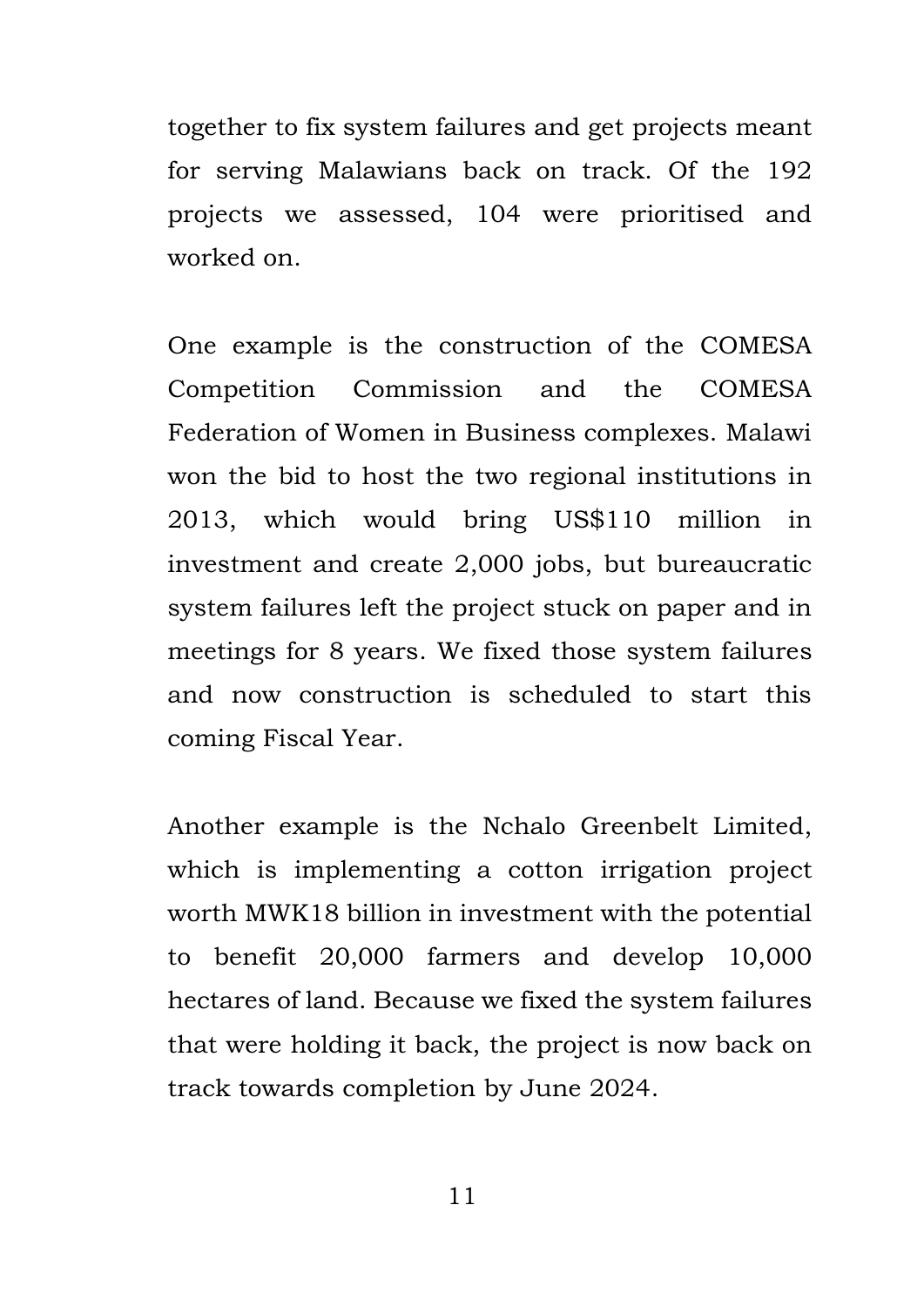together to fix system failures and get projects meant for serving Malawians back on track. Of the 192 projects we assessed, 104 were prioritised and worked on.

One example is the construction of the COMESA Competition Commission and the COMESA Federation of Women in Business complexes. Malawi won the bid to host the two regional institutions in 2013, which would bring US$110 million in investment and create 2,000 jobs, but bureaucratic system failures left the project stuck on paper and in meetings for 8 years. We fixed those system failures and now construction is scheduled to start this coming Fiscal Year.

Another example is the Nchalo Greenbelt Limited, which is implementing a cotton irrigation project worth MWK18 billion in investment with the potential to benefit 20,000 farmers and develop 10,000 hectares of land. Because we fixed the system failures that were holding it back, the project is now back on track towards completion by June 2024.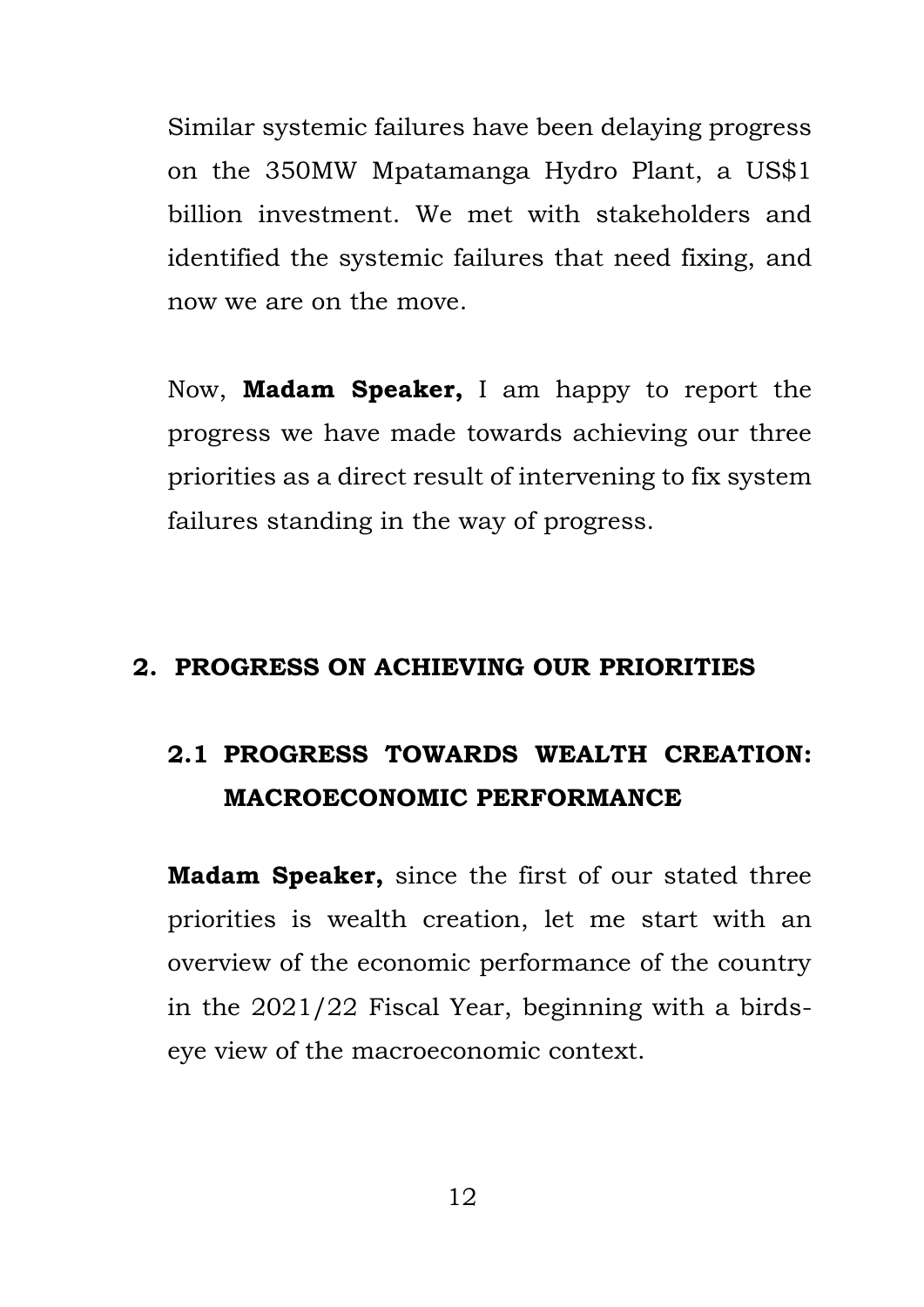Similar systemic failures have been delaying progress on the 350MW Mpatamanga Hydro Plant, a US$1 billion investment. We met with stakeholders and identified the systemic failures that need fixing, and now we are on the move.

Now, **Madam Speaker,** I am happy to report the progress we have made towards achieving our three priorities as a direct result of intervening to fix system failures standing in the way of progress.

## 2. PROGRESS ON ACHIEVING OUR PRIORITIES

### 2.1 PROGRESS TOWARDS WEALTH CREATION: MACROECONOMIC PERFORMANCE

**Madam Speaker,** since the first of our stated three priorities is wealth creation, let me start with an overview of the economic performance of the country in the 2021/22 Fiscal Year, beginning with a birds-eye view of the macroeconomic context.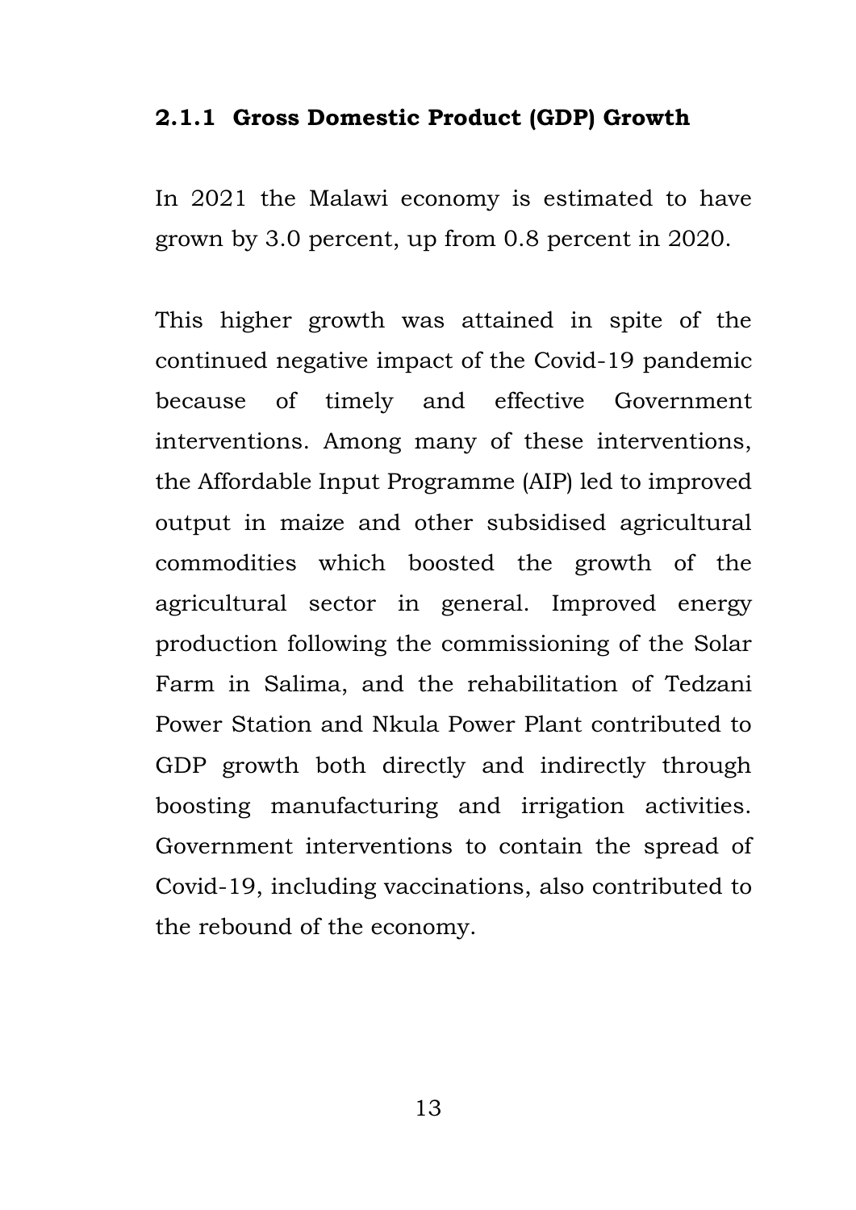### 2.1.1 Gross Domestic Product (GDP) Growth

In 2021 the Malawi economy is estimated to have grown by 3.0 percent, up from 0.8 percent in 2020.

This higher growth was attained in spite of the continued negative impact of the Covid-19 pandemic because of timely and effective Government interventions. Among many of these interventions, the Affordable Input Programme (AIP) led to improved output in maize and other subsidised agricultural commodities which boosted the growth of the agricultural sector in general. Improved energy production following the commissioning of the Solar Farm in Salima, and the rehabilitation of Tedzani Power Station and Nkula Power Plant contributed to GDP growth both directly and indirectly through boosting manufacturing and irrigation activities. Government interventions to contain the spread of Covid-19, including vaccinations, also contributed to the rebound of the economy.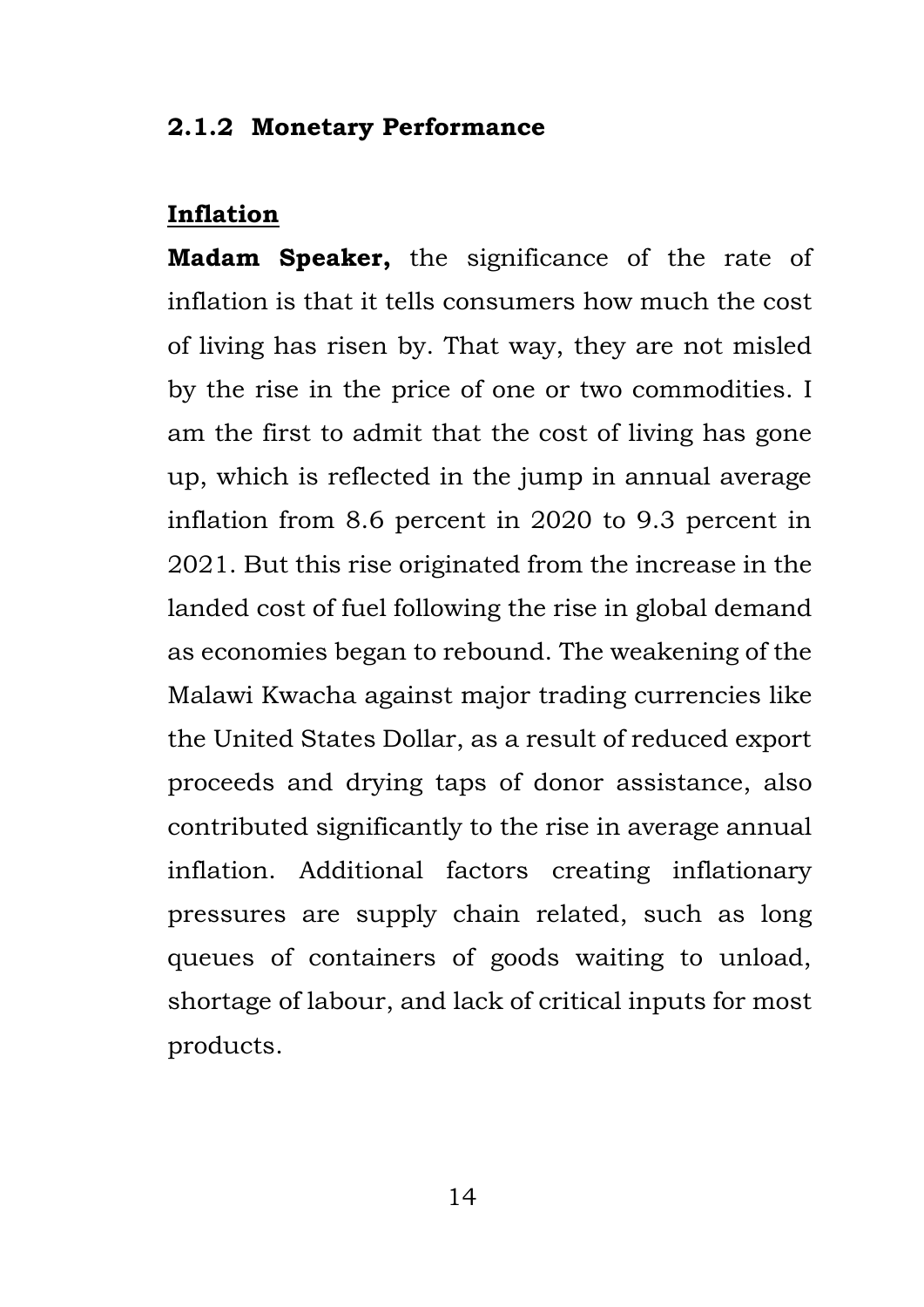### 2.1.2 Monetary Performance

**Inflation**

**Madam Speaker,** the significance of the rate of inflation is that it tells consumers how much the cost of living has risen by. That way, they are not misled by the rise in the price of one or two commodities. I am the first to admit that the cost of living has gone up, which is reflected in the jump in annual average inflation from 8.6 percent in 2020 to 9.3 percent in 2021. But this rise originated from the increase in the landed cost of fuel following the rise in global demand as economies began to rebound. The weakening of the Malawi Kwacha against major trading currencies like the United States Dollar, as a result of reduced export proceeds and drying taps of donor assistance, also contributed significantly to the rise in average annual inflation. Additional factors creating inflationary pressures are supply chain related, such as long queues of containers of goods waiting to unload, shortage of labour, and lack of critical inputs for most products.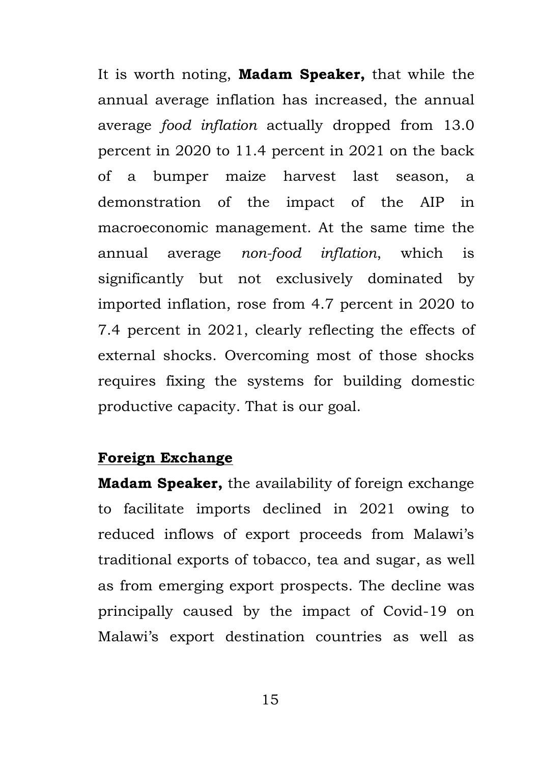It is worth noting, **Madam Speaker,** that while the annual average inflation has increased, the annual average *food inflation* actually dropped from 13.0 percent in 2020 to 11.4 percent in 2021 on the back of a bumper maize harvest last season, a demonstration of the impact of the AIP in macroeconomic management. At the same time the annual average *non-food inflation*, which is significantly but not exclusively dominated by imported inflation, rose from 4.7 percent in 2020 to 7.4 percent in 2021, clearly reflecting the effects of external shocks. Overcoming most of those shocks requires fixing the systems for building domestic productive capacity. That is our goal.

## Foreign Exchange

**Madam Speaker,** the availability of foreign exchange to facilitate imports declined in 2021 owing to reduced inflows of export proceeds from Malawi's traditional exports of tobacco, tea and sugar, as well as from emerging export prospects. The decline was principally caused by the impact of Covid-19 on Malawi's export destination countries as well as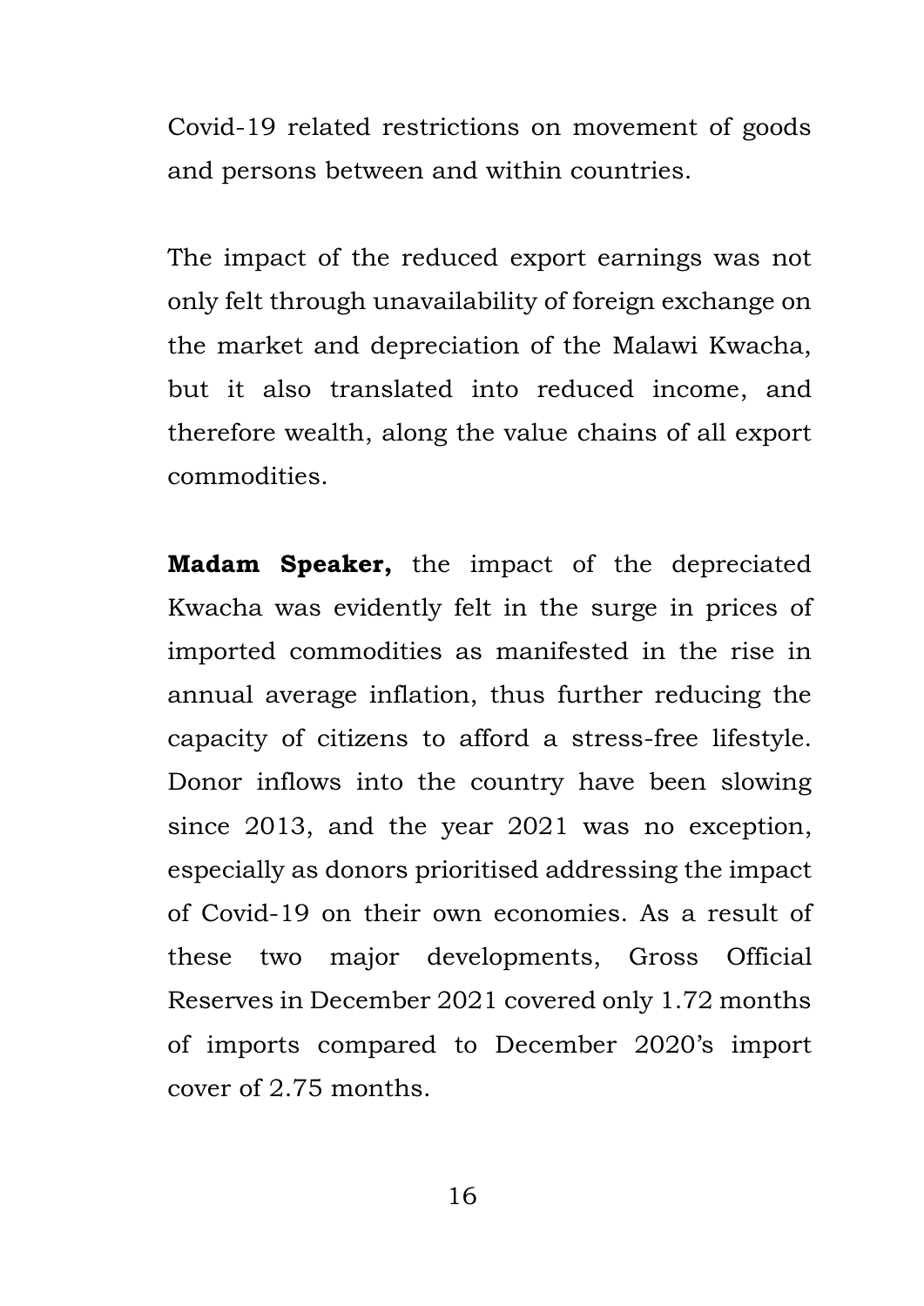Covid-19 related restrictions on movement of goods and persons between and within countries.

The impact of the reduced export earnings was not only felt through unavailability of foreign exchange on the market and depreciation of the Malawi Kwacha, but it also translated into reduced income, and therefore wealth, along the value chains of all export commodities.

**Madam Speaker,** the impact of the depreciated Kwacha was evidently felt in the surge in prices of imported commodities as manifested in the rise in annual average inflation, thus further reducing the capacity of citizens to afford a stress-free lifestyle. Donor inflows into the country have been slowing since 2013, and the year 2021 was no exception, especially as donors prioritised addressing the impact of Covid-19 on their own economies. As a result of these two major developments, Gross Official Reserves in December 2021 covered only 1.72 months of imports compared to December 2020's import cover of 2.75 months.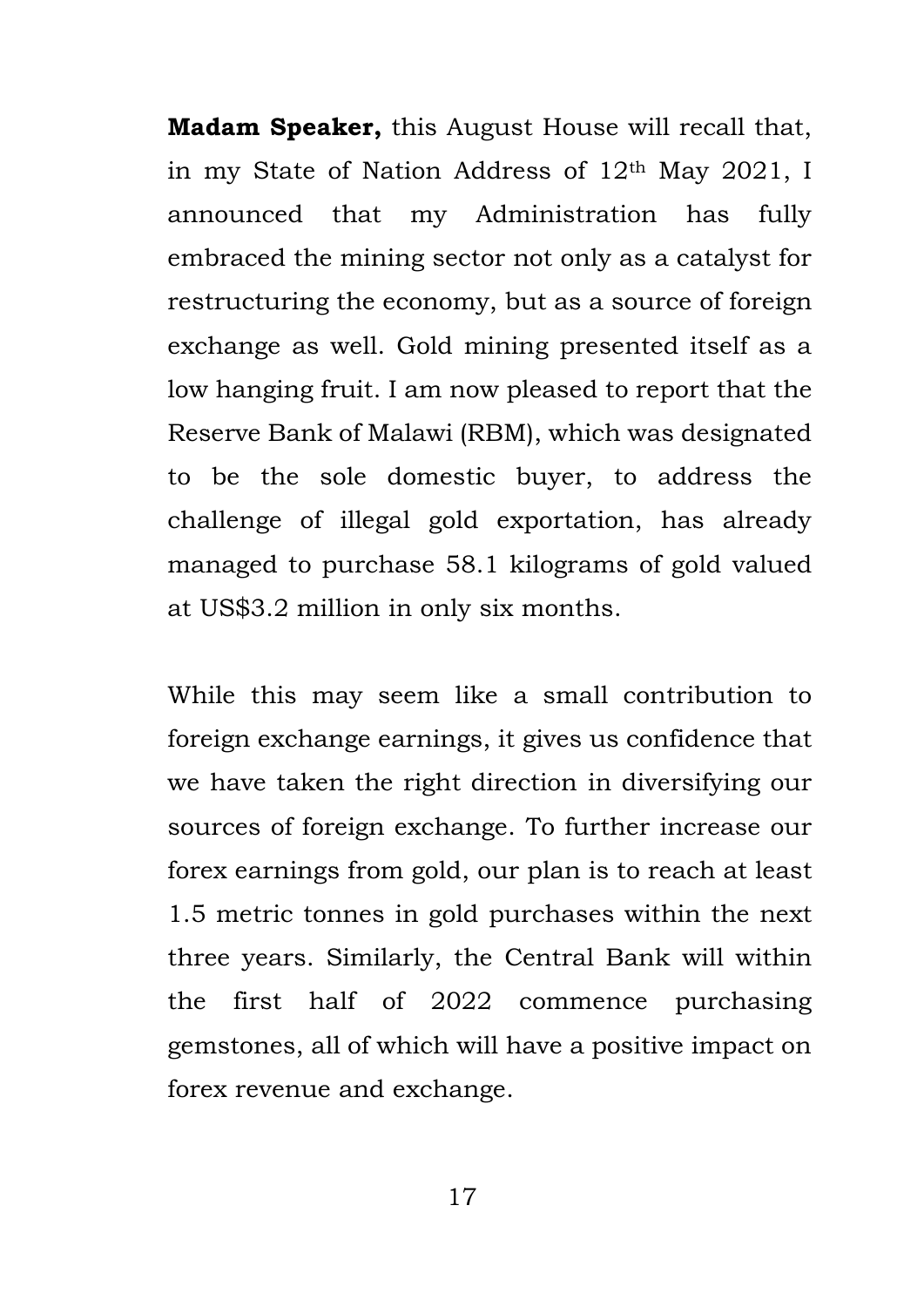**Madam Speaker,** this August House will recall that, in my State of Nation Address of 12th May 2021, I announced that my Administration has fully embraced the mining sector not only as a catalyst for restructuring the economy, but as a source of foreign exchange as well. Gold mining presented itself as a low hanging fruit. I am now pleased to report that the Reserve Bank of Malawi (RBM), which was designated to be the sole domestic buyer, to address the challenge of illegal gold exportation, has already managed to purchase 58.1 kilograms of gold valued at US$3.2 million in only six months.

While this may seem like a small contribution to foreign exchange earnings, it gives us confidence that we have taken the right direction in diversifying our sources of foreign exchange. To further increase our forex earnings from gold, our plan is to reach at least 1.5 metric tonnes in gold purchases within the next three years. Similarly, the Central Bank will within the first half of 2022 commence purchasing gemstones, all of which will have a positive impact on forex revenue and exchange.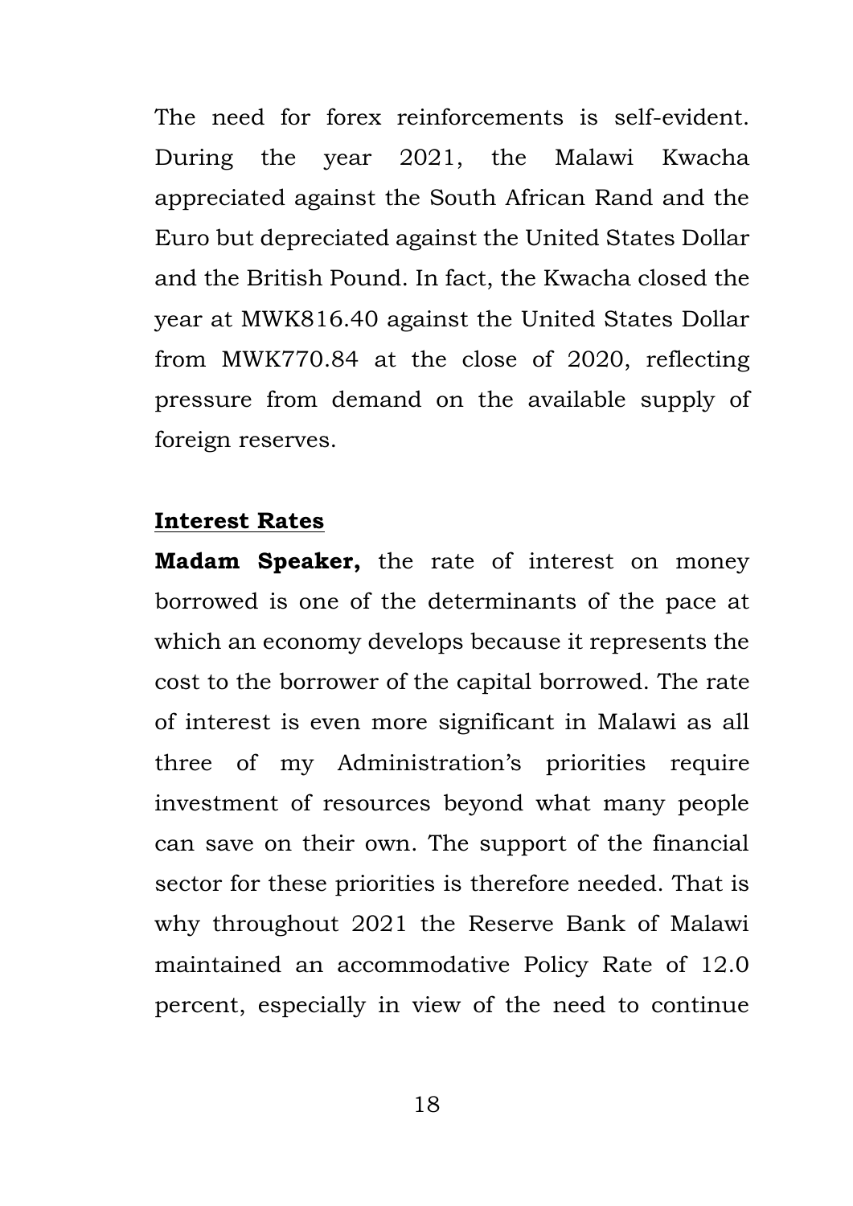The need for forex reinforcements is self-evident. During the year 2021, the Malawi Kwacha appreciated against the South African Rand and the Euro but depreciated against the United States Dollar and the British Pound. In fact, the Kwacha closed the year at MWK816.40 against the United States Dollar from MWK770.84 at the close of 2020, reflecting pressure from demand on the available supply of foreign reserves.

## Interest Rates

**Madam Speaker,** the rate of interest on money borrowed is one of the determinants of the pace at which an economy develops because it represents the cost to the borrower of the capital borrowed. The rate of interest is even more significant in Malawi as all three of my Administration's priorities require investment of resources beyond what many people can save on their own. The support of the financial sector for these priorities is therefore needed. That is why throughout 2021 the Reserve Bank of Malawi maintained an accommodative Policy Rate of 12.0 percent, especially in view of the need to continue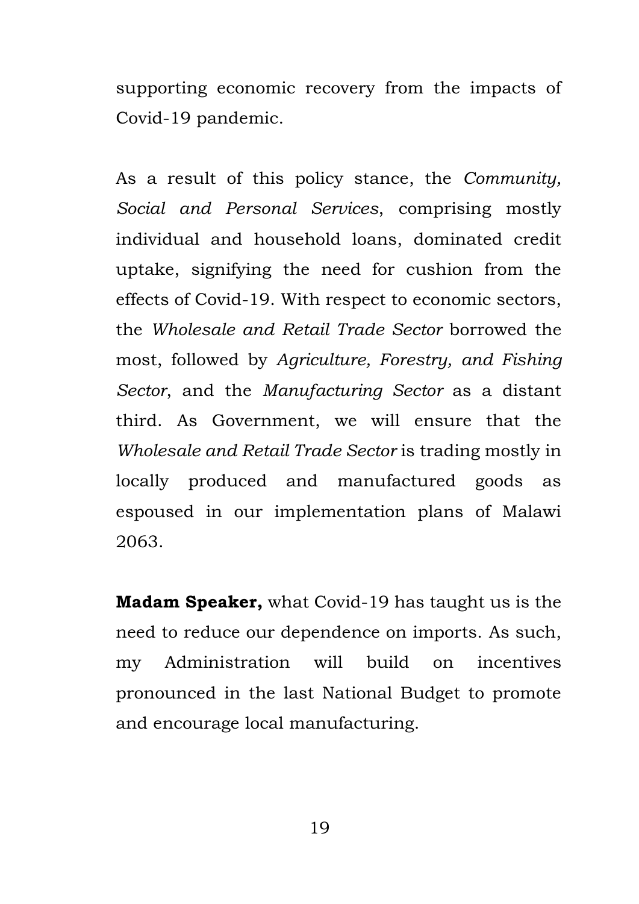supporting economic recovery from the impacts of Covid-19 pandemic.

As a result of this policy stance, the *Community, Social and Personal Services*, comprising mostly individual and household loans, dominated credit uptake, signifying the need for cushion from the effects of Covid-19. With respect to economic sectors, the *Wholesale and Retail Trade Sector* borrowed the most, followed by *Agriculture, Forestry, and Fishing Sector*, and the *Manufacturing Sector* as a distant third. As Government, we will ensure that the *Wholesale and Retail Trade Sector* is trading mostly in locally produced and manufactured goods as espoused in our implementation plans of Malawi 2063.

**Madam Speaker,** what Covid-19 has taught us is the need to reduce our dependence on imports. As such, my Administration will build on incentives pronounced in the last National Budget to promote and encourage local manufacturing.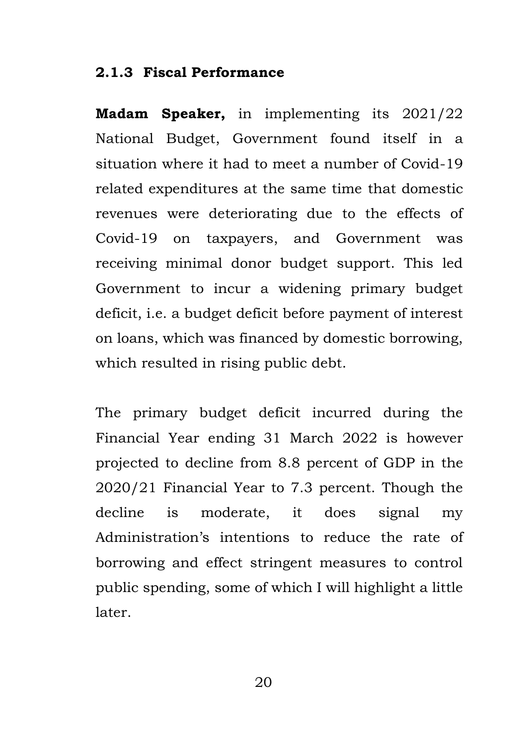### 2.1.3 Fiscal Performance

**Madam Speaker,** in implementing its 2021/22 National Budget, Government found itself in a situation where it had to meet a number of Covid-19 related expenditures at the same time that domestic revenues were deteriorating due to the effects of Covid-19 on taxpayers, and Government was receiving minimal donor budget support. This led Government to incur a widening primary budget deficit, i.e. a budget deficit before payment of interest on loans, which was financed by domestic borrowing, which resulted in rising public debt.

The primary budget deficit incurred during the Financial Year ending 31 March 2022 is however projected to decline from 8.8 percent of GDP in the 2020/21 Financial Year to 7.3 percent. Though the decline is moderate, it does signal my Administration's intentions to reduce the rate of borrowing and effect stringent measures to control public spending, some of which I will highlight a little later.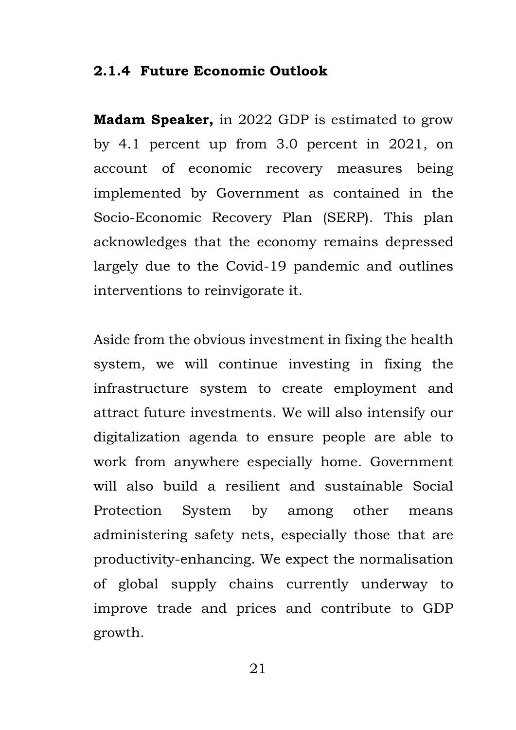### 2.1.4 Future Economic Outlook

**Madam Speaker,** in 2022 GDP is estimated to grow by 4.1 percent up from 3.0 percent in 2021, on account of economic recovery measures being implemented by Government as contained in the Socio-Economic Recovery Plan (SERP). This plan acknowledges that the economy remains depressed largely due to the Covid-19 pandemic and outlines interventions to reinvigorate it.

Aside from the obvious investment in fixing the health system, we will continue investing in fixing the infrastructure system to create employment and attract future investments. We will also intensify our digitalization agenda to ensure people are able to work from anywhere especially home. Government will also build a resilient and sustainable Social Protection System by among other means administering safety nets, especially those that are productivity-enhancing. We expect the normalisation of global supply chains currently underway to improve trade and prices and contribute to GDP growth.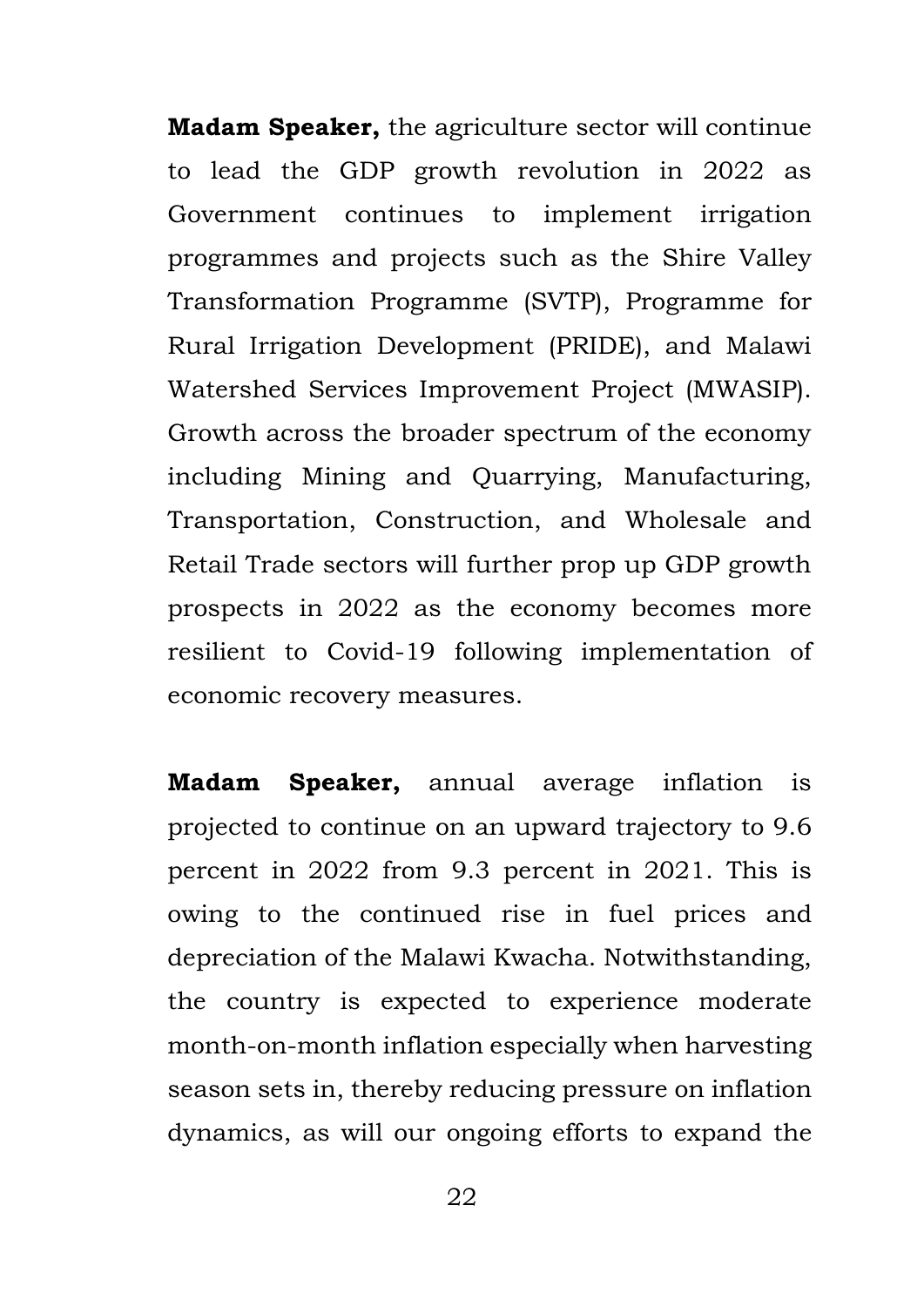**Madam Speaker,** the agriculture sector will continue to lead the GDP growth revolution in 2022 as Government continues to implement irrigation programmes and projects such as the Shire Valley Transformation Programme (SVTP), Programme for Rural Irrigation Development (PRIDE), and Malawi Watershed Services Improvement Project (MWASIP). Growth across the broader spectrum of the economy including Mining and Quarrying, Manufacturing, Transportation, Construction, and Wholesale and Retail Trade sectors will further prop up GDP growth prospects in 2022 as the economy becomes more resilient to Covid-19 following implementation of economic recovery measures.

**Madam Speaker,** annual average inflation is projected to continue on an upward trajectory to 9.6 percent in 2022 from 9.3 percent in 2021. This is owing to the continued rise in fuel prices and depreciation of the Malawi Kwacha. Notwithstanding, the country is expected to experience moderate month-on-month inflation especially when harvesting season sets in, thereby reducing pressure on inflation dynamics, as will our ongoing efforts to expand the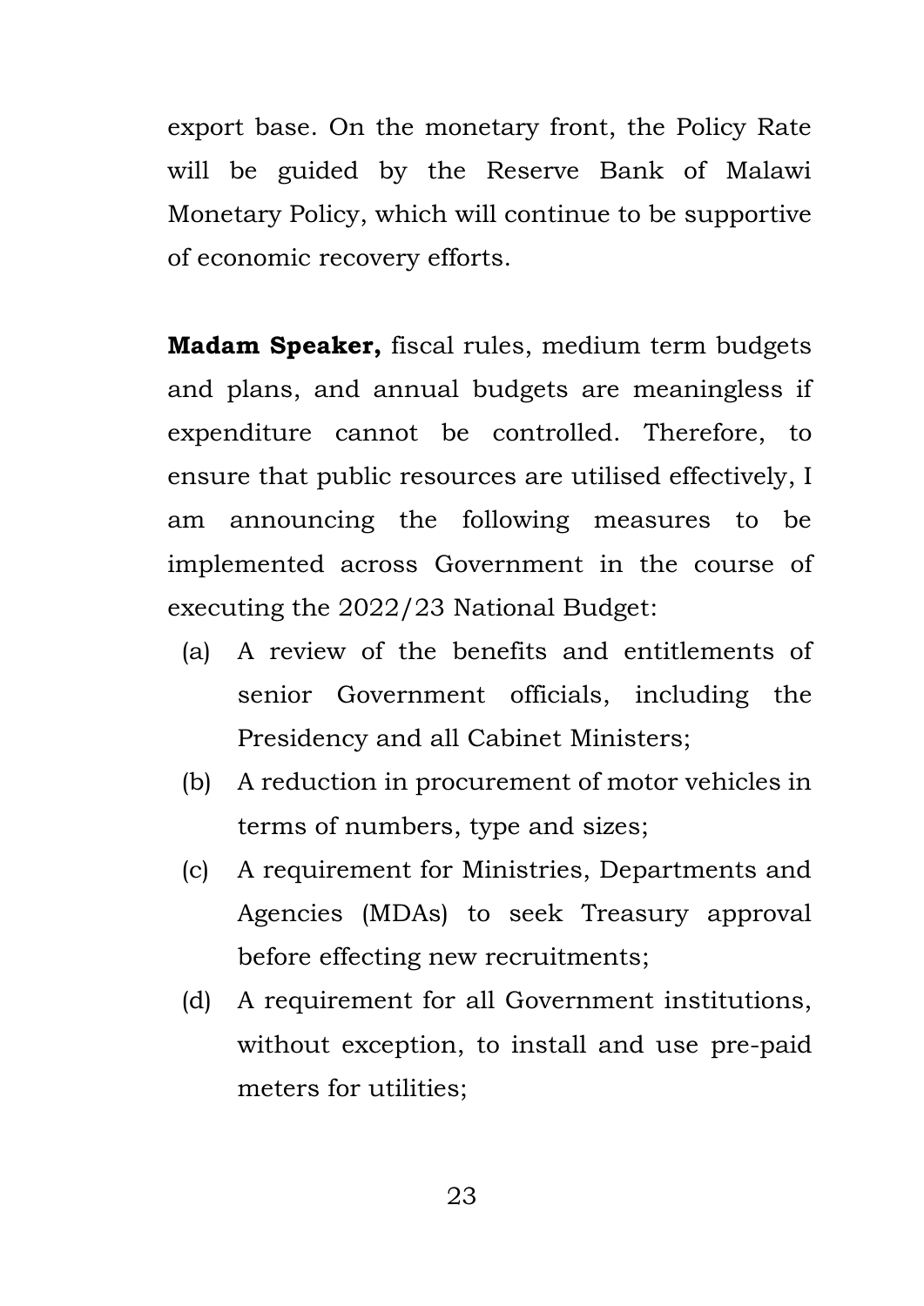export base. On the monetary front, the Policy Rate will be guided by the Reserve Bank of Malawi Monetary Policy, which will continue to be supportive of economic recovery efforts.

**Madam Speaker,** fiscal rules, medium term budgets and plans, and annual budgets are meaningless if expenditure cannot be controlled. Therefore, to ensure that public resources are utilised effectively, I am announcing the following measures to be implemented across Government in the course of executing the 2022/23 National Budget:

(a) A review of the benefits and entitlements of senior Government officials, including the Presidency and all Cabinet Ministers;

(b) A reduction in procurement of motor vehicles in terms of numbers, type and sizes;

(c) A requirement for Ministries, Departments and Agencies (MDAs) to seek Treasury approval before effecting new recruitments;

(d) A requirement for all Government institutions, without exception, to install and use pre-paid meters for utilities;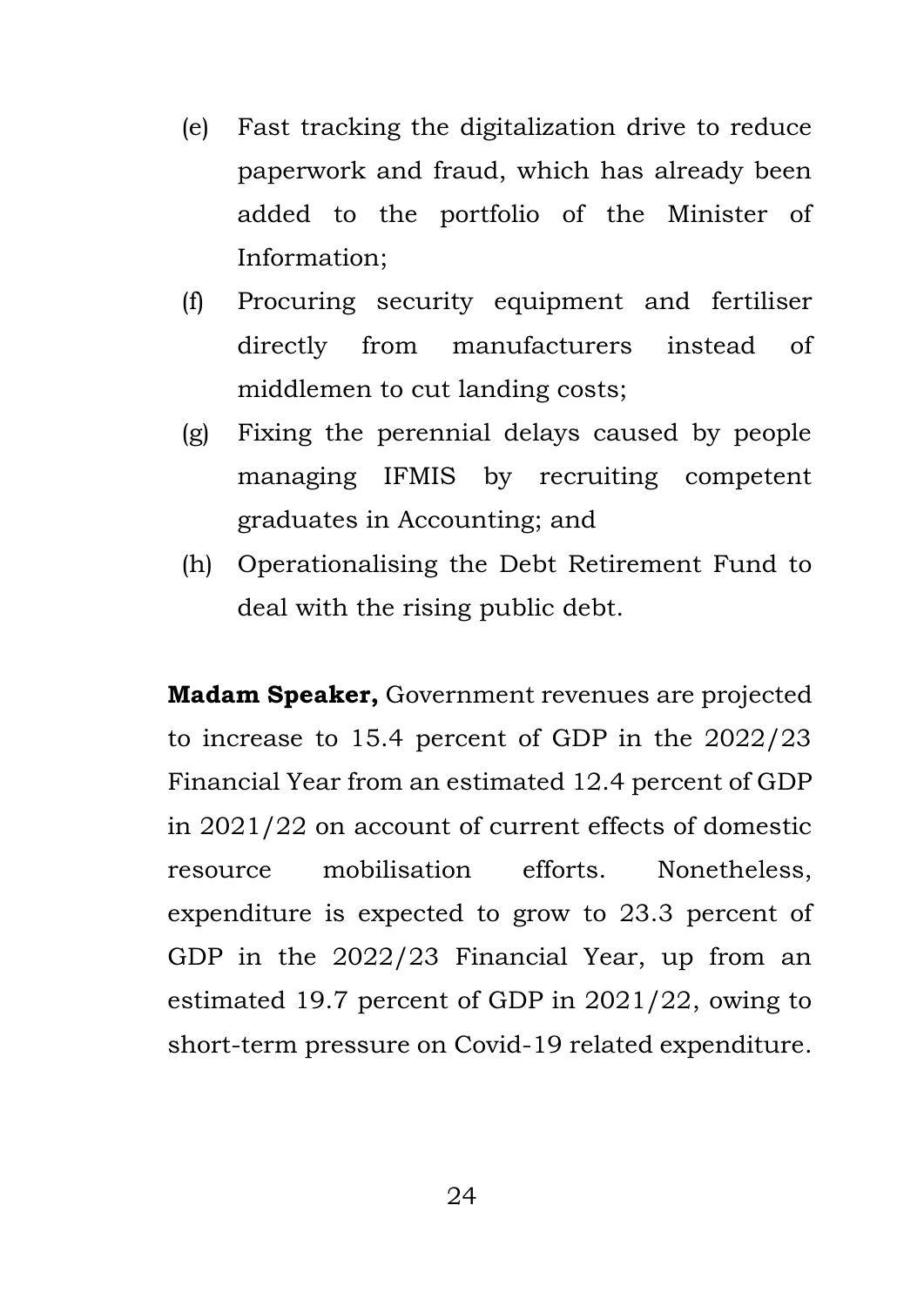(e) Fast tracking the digitalization drive to reduce paperwork and fraud, which has already been added to the portfolio of the Minister of Information;

(f) Procuring security equipment and fertiliser directly from manufacturers instead of middlemen to cut landing costs;

(g) Fixing the perennial delays caused by people managing IFMIS by recruiting competent graduates in Accounting; and

(h) Operationalising the Debt Retirement Fund to deal with the rising public debt.

**Madam Speaker,** Government revenues are projected to increase to 15.4 percent of GDP in the 2022/23 Financial Year from an estimated 12.4 percent of GDP in 2021/22 on account of current effects of domestic resource mobilisation efforts. Nonetheless, expenditure is expected to grow to 23.3 percent of GDP in the 2022/23 Financial Year, up from an estimated 19.7 percent of GDP in 2021/22, owing to short-term pressure on Covid-19 related expenditure.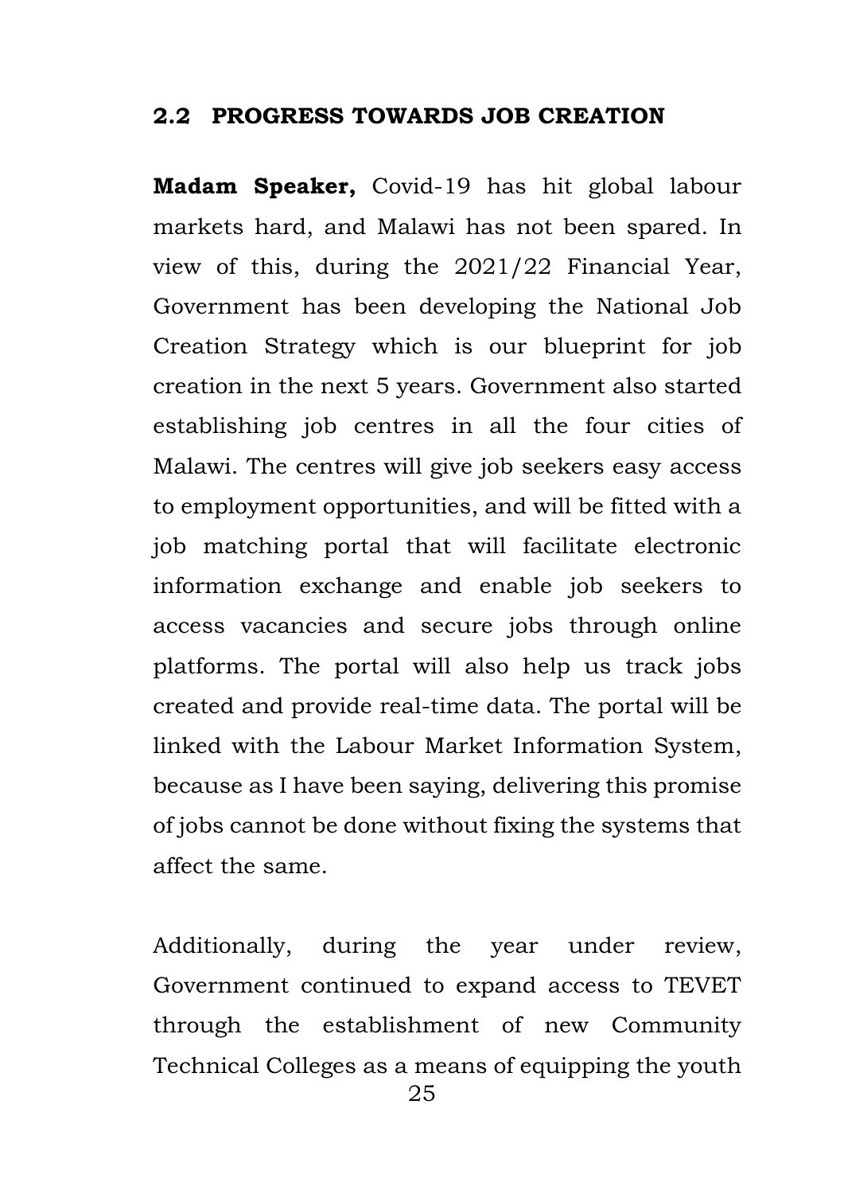## 2.2 PROGRESS TOWARDS JOB CREATION

**Madam Speaker,** Covid-19 has hit global labour markets hard, and Malawi has not been spared. In view of this, during the 2021/22 Financial Year, Government has been developing the National Job Creation Strategy which is our blueprint for job creation in the next 5 years. Government also started establishing job centres in all the four cities of Malawi. The centres will give job seekers easy access to employment opportunities, and will be fitted with a job matching portal that will facilitate electronic information exchange and enable job seekers to access vacancies and secure jobs through online platforms. The portal will also help us track jobs created and provide real-time data. The portal will be linked with the Labour Market Information System, because as I have been saying, delivering this promise of jobs cannot be done without fixing the systems that affect the same.

Additionally, during the year under review, Government continued to expand access to TEVET through the establishment of new Community Technical Colleges as a means of equipping the youth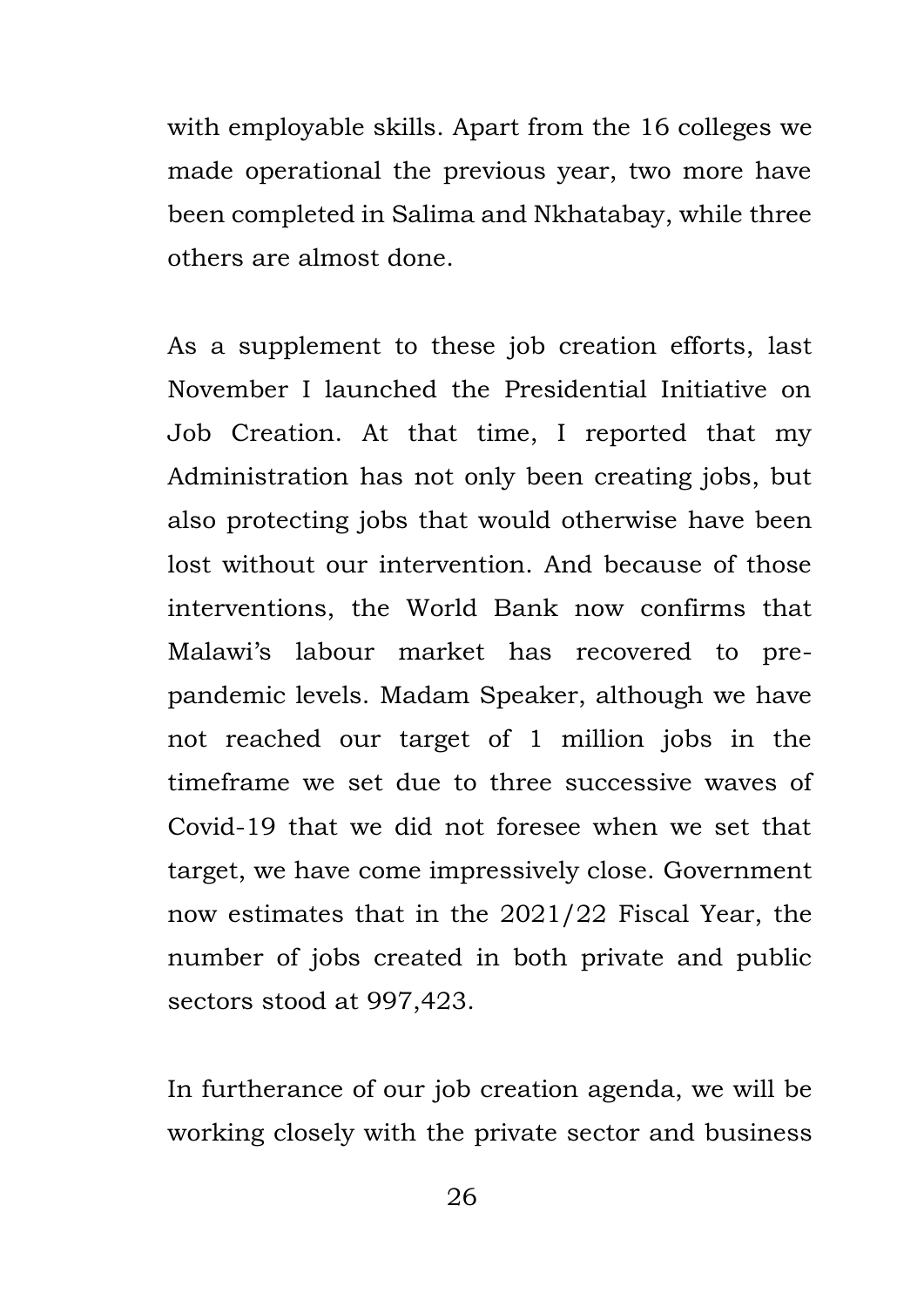with employable skills. Apart from the 16 colleges we made operational the previous year, two more have been completed in Salima and Nkhatabay, while three others are almost done.

As a supplement to these job creation efforts, last November I launched the Presidential Initiative on Job Creation. At that time, I reported that my Administration has not only been creating jobs, but also protecting jobs that would otherwise have been lost without our intervention. And because of those interventions, the World Bank now confirms that Malawi's labour market has recovered to pre-pandemic levels. Madam Speaker, although we have not reached our target of 1 million jobs in the timeframe we set due to three successive waves of Covid-19 that we did not foresee when we set that target, we have come impressively close. Government now estimates that in the 2021/22 Fiscal Year, the number of jobs created in both private and public sectors stood at 997,423.

In furtherance of our job creation agenda, we will be working closely with the private sector and business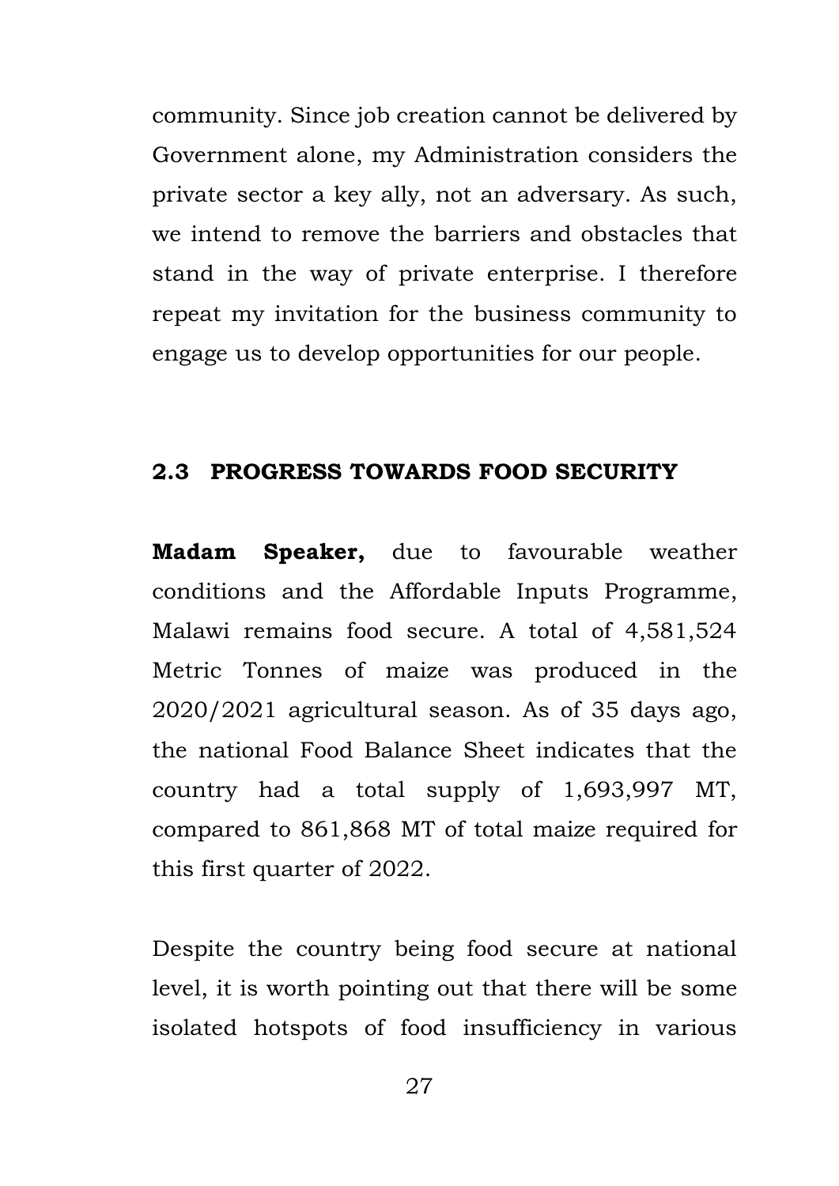community. Since job creation cannot be delivered by Government alone, my Administration considers the private sector a key ally, not an adversary. As such, we intend to remove the barriers and obstacles that stand in the way of private enterprise. I therefore repeat my invitation for the business community to engage us to develop opportunities for our people.

## 2.3 PROGRESS TOWARDS FOOD SECURITY

**Madam Speaker,** due to favourable weather conditions and the Affordable Inputs Programme, Malawi remains food secure. A total of 4,581,524 Metric Tonnes of maize was produced in the 2020/2021 agricultural season. As of 35 days ago, the national Food Balance Sheet indicates that the country had a total supply of 1,693,997 MT, compared to 861,868 MT of total maize required for this first quarter of 2022.

Despite the country being food secure at national level, it is worth pointing out that there will be some isolated hotspots of food insufficiency in various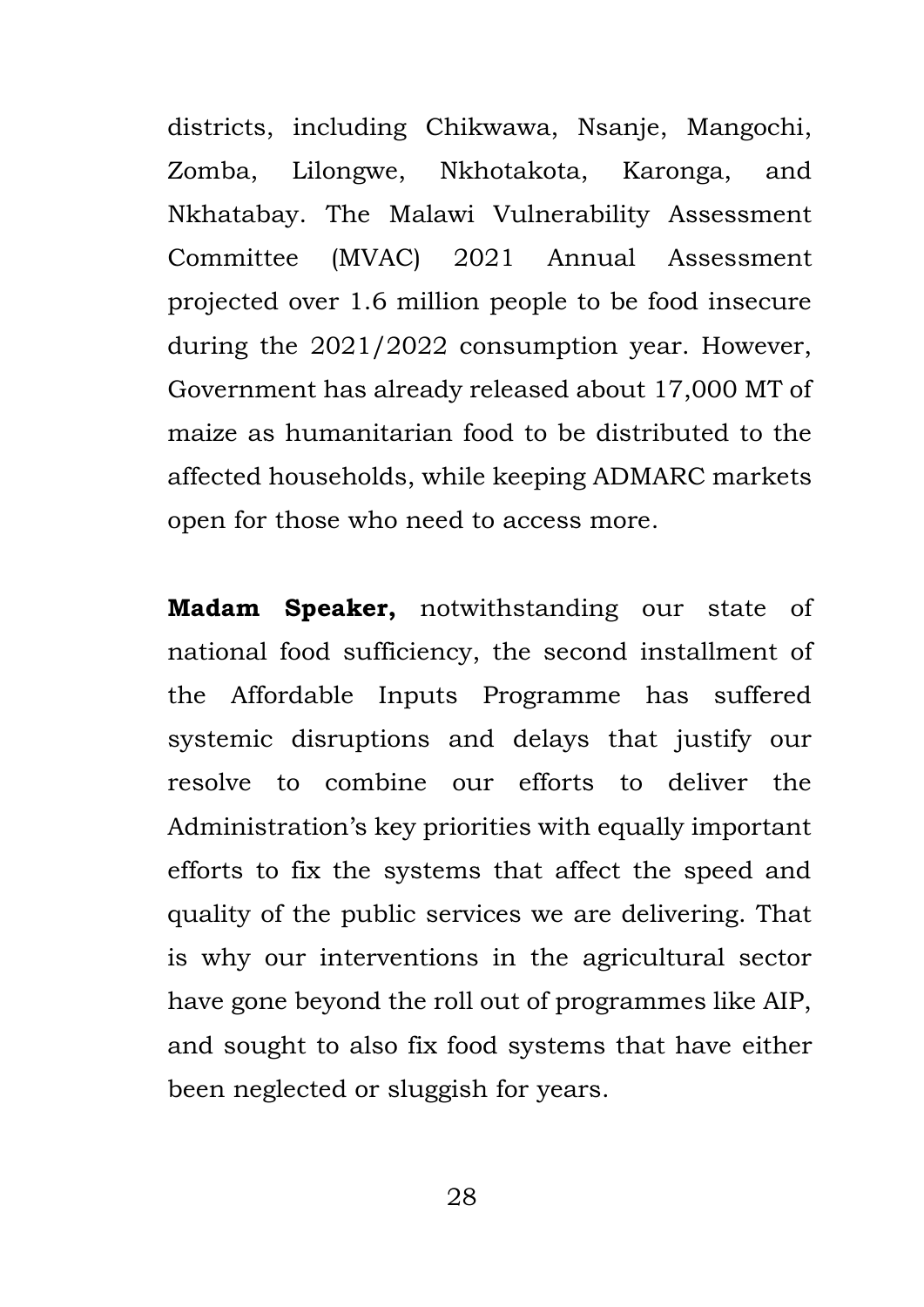districts, including Chikwawa, Nsanje, Mangochi, Zomba, Lilongwe, Nkhotakota, Karonga, and Nkhatabay. The Malawi Vulnerability Assessment Committee (MVAC) 2021 Annual Assessment projected over 1.6 million people to be food insecure during the 2021/2022 consumption year. However, Government has already released about 17,000 MT of maize as humanitarian food to be distributed to the affected households, while keeping ADMARC markets open for those who need to access more.

**Madam Speaker,** notwithstanding our state of national food sufficiency, the second installment of the Affordable Inputs Programme has suffered systemic disruptions and delays that justify our resolve to combine our efforts to deliver the Administration's key priorities with equally important efforts to fix the systems that affect the speed and quality of the public services we are delivering. That is why our interventions in the agricultural sector have gone beyond the roll out of programmes like AIP, and sought to also fix food systems that have either been neglected or sluggish for years.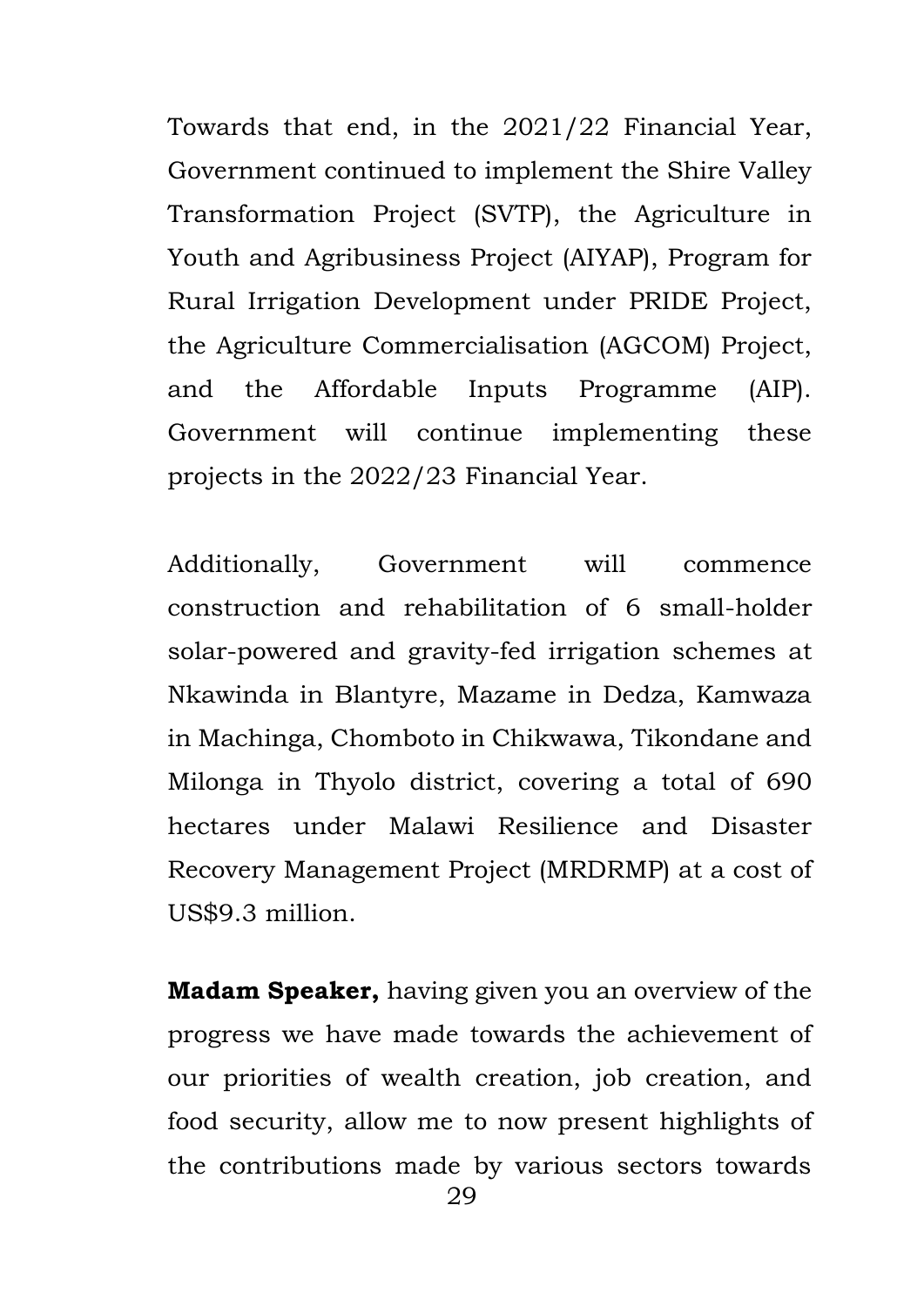Towards that end, in the 2021/22 Financial Year, Government continued to implement the Shire Valley Transformation Project (SVTP), the Agriculture in Youth and Agribusiness Project (AIYAP), Program for Rural Irrigation Development under PRIDE Project, the Agriculture Commercialisation (AGCOM) Project, and the Affordable Inputs Programme (AIP). Government will continue implementing these projects in the 2022/23 Financial Year.

Additionally, Government will commence construction and rehabilitation of 6 small-holder solar-powered and gravity-fed irrigation schemes at Nkawinda in Blantyre, Mazame in Dedza, Kamwaza in Machinga, Chomboto in Chikwawa, Tikondane and Milonga in Thyolo district, covering a total of 690 hectares under Malawi Resilience and Disaster Recovery Management Project (MRDRMP) at a cost of US$9.3 million.

**Madam Speaker,** having given you an overview of the progress we have made towards the achievement of our priorities of wealth creation, job creation, and food security, allow me to now present highlights of the contributions made by various sectors towards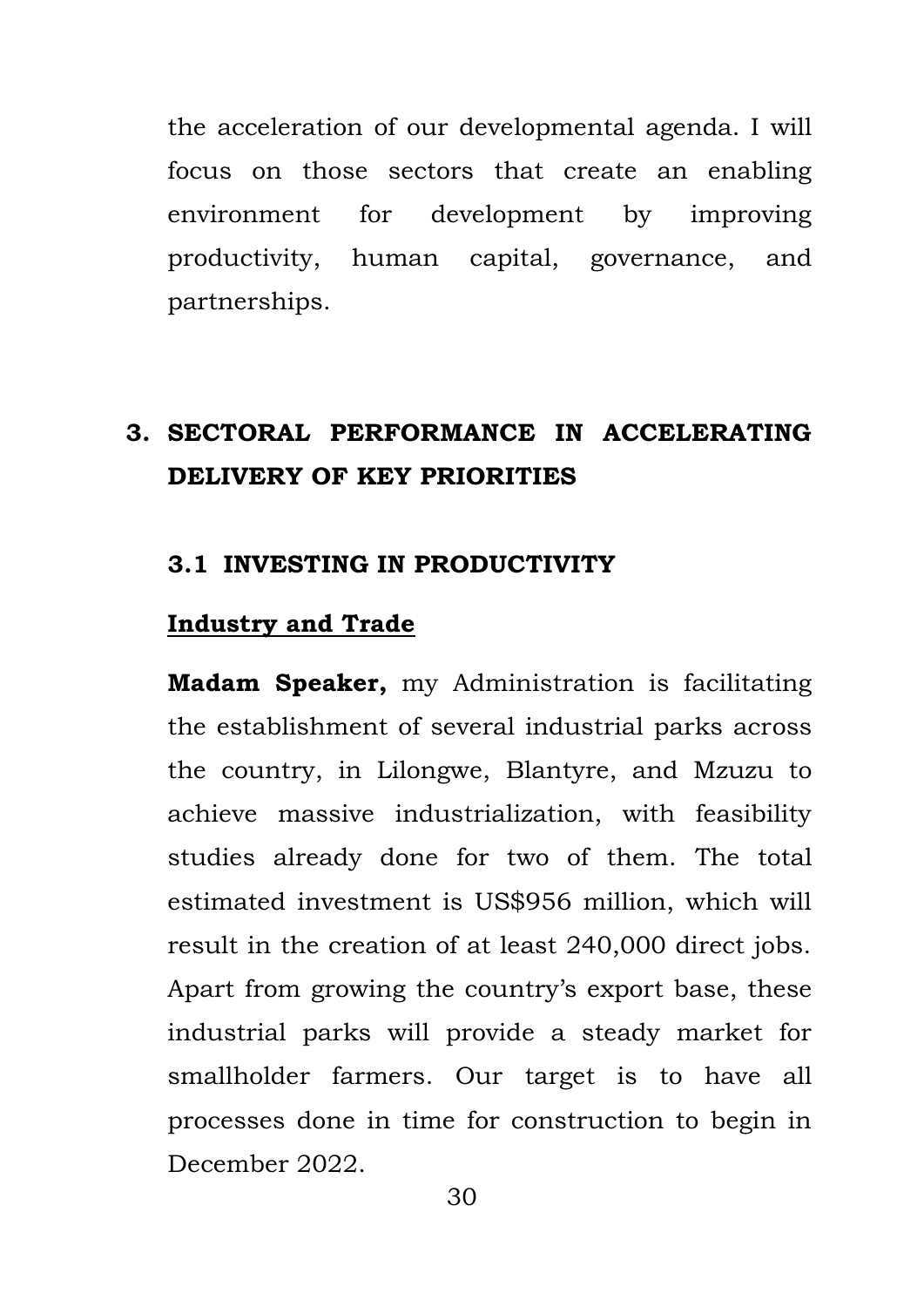the acceleration of our developmental agenda. I will focus on those sectors that create an enabling environment for development by improving productivity, human capital, governance, and partnerships.

# 3. SECTORAL PERFORMANCE IN ACCELERATING DELIVERY OF KEY PRIORITIES

## 3.1 INVESTING IN PRODUCTIVITY

### Industry and Trade

**Madam Speaker,** my Administration is facilitating the establishment of several industrial parks across the country, in Lilongwe, Blantyre, and Mzuzu to achieve massive industrialization, with feasibility studies already done for two of them. The total estimated investment is US$956 million, which will result in the creation of at least 240,000 direct jobs. Apart from growing the country's export base, these industrial parks will provide a steady market for smallholder farmers. Our target is to have all processes done in time for construction to begin in December 2022.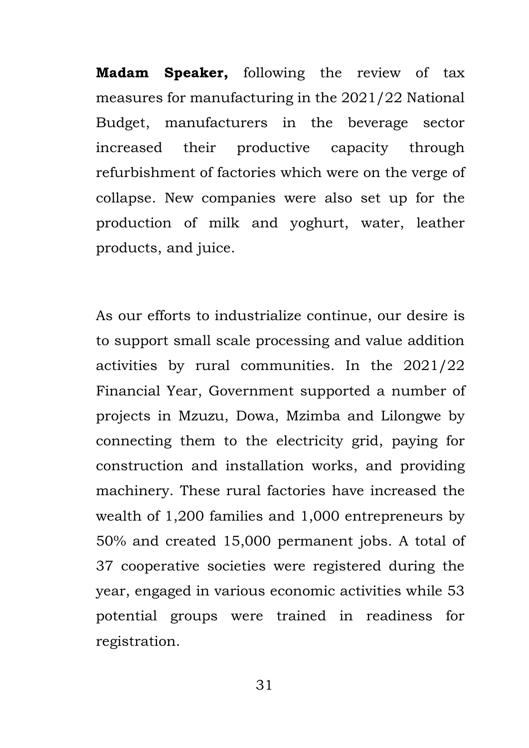**Madam Speaker,** following the review of tax measures for manufacturing in the 2021/22 National Budget, manufacturers in the beverage sector increased their productive capacity through refurbishment of factories which were on the verge of collapse. New companies were also set up for the production of milk and yoghurt, water, leather products, and juice.

As our efforts to industrialize continue, our desire is to support small scale processing and value addition activities by rural communities. In the 2021/22 Financial Year, Government supported a number of projects in Mzuzu, Dowa, Mzimba and Lilongwe by connecting them to the electricity grid, paying for construction and installation works, and providing machinery. These rural factories have increased the wealth of 1,200 families and 1,000 entrepreneurs by 50% and created 15,000 permanent jobs. A total of 37 cooperative societies were registered during the year, engaged in various economic activities while 53 potential groups were trained in readiness for registration.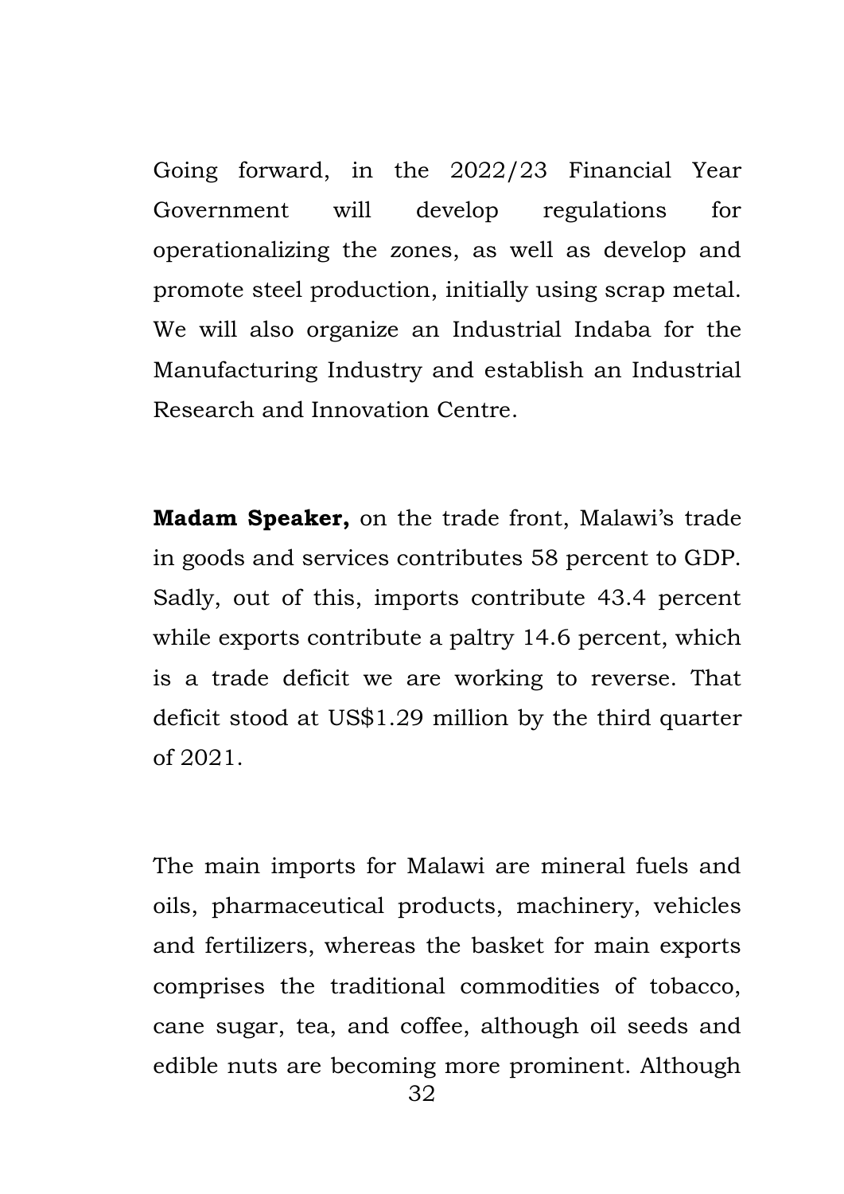Going forward, in the 2022/23 Financial Year Government will develop regulations for operationalizing the zones, as well as develop and promote steel production, initially using scrap metal. We will also organize an Industrial Indaba for the Manufacturing Industry and establish an Industrial Research and Innovation Centre.

**Madam Speaker,** on the trade front, Malawi's trade in goods and services contributes 58 percent to GDP. Sadly, out of this, imports contribute 43.4 percent while exports contribute a paltry 14.6 percent, which is a trade deficit we are working to reverse. That deficit stood at US$1.29 million by the third quarter of 2021.

The main imports for Malawi are mineral fuels and oils, pharmaceutical products, machinery, vehicles and fertilizers, whereas the basket for main exports comprises the traditional commodities of tobacco, cane sugar, tea, and coffee, although oil seeds and edible nuts are becoming more prominent. Although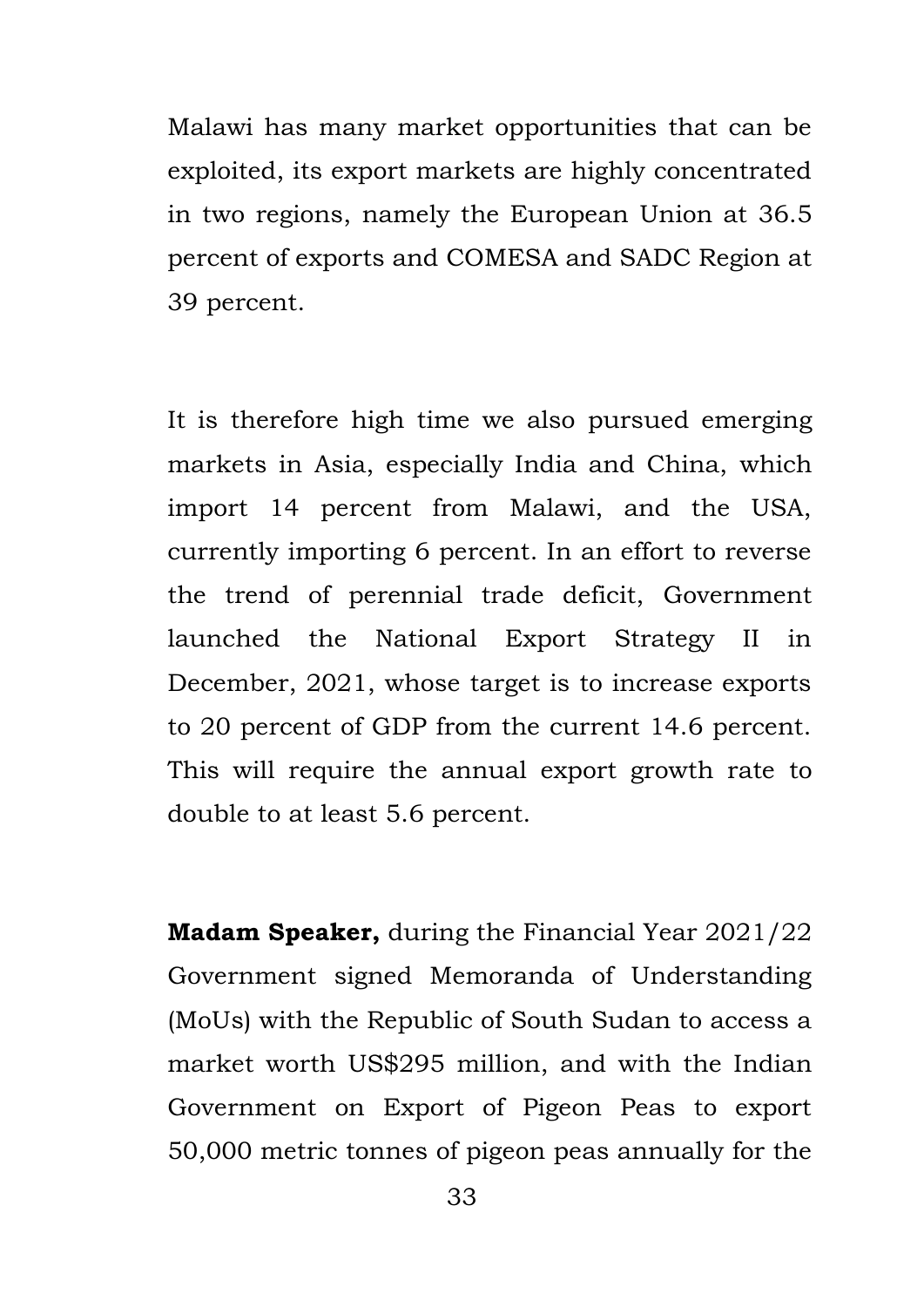Malawi has many market opportunities that can be exploited, its export markets are highly concentrated in two regions, namely the European Union at 36.5 percent of exports and COMESA and SADC Region at 39 percent.

It is therefore high time we also pursued emerging markets in Asia, especially India and China, which import 14 percent from Malawi, and the USA, currently importing 6 percent. In an effort to reverse the trend of perennial trade deficit, Government launched the National Export Strategy II in December, 2021, whose target is to increase exports to 20 percent of GDP from the current 14.6 percent. This will require the annual export growth rate to double to at least 5.6 percent.

**Madam Speaker,** during the Financial Year 2021/22 Government signed Memoranda of Understanding (MoUs) with the Republic of South Sudan to access a market worth US$295 million, and with the Indian Government on Export of Pigeon Peas to export 50,000 metric tonnes of pigeon peas annually for the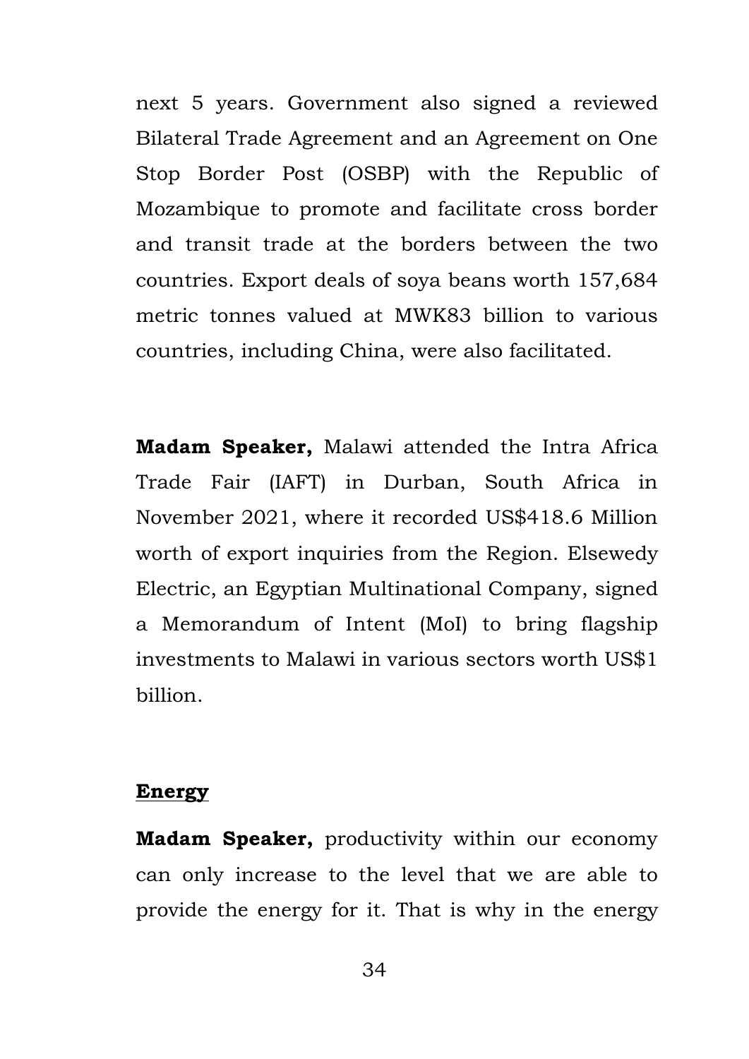next 5 years. Government also signed a reviewed Bilateral Trade Agreement and an Agreement on One Stop Border Post (OSBP) with the Republic of Mozambique to promote and facilitate cross border and transit trade at the borders between the two countries. Export deals of soya beans worth 157,684 metric tonnes valued at MWK83 billion to various countries, including China, were also facilitated.

**Madam Speaker,** Malawi attended the Intra Africa Trade Fair (IAFT) in Durban, South Africa in November 2021, where it recorded US$418.6 Million worth of export inquiries from the Region. Elsewedy Electric, an Egyptian Multinational Company, signed a Memorandum of Intent (MoI) to bring flagship investments to Malawi in various sectors worth US$1 billion.

## Energy

**Madam Speaker,** productivity within our economy can only increase to the level that we are able to provide the energy for it. That is why in the energy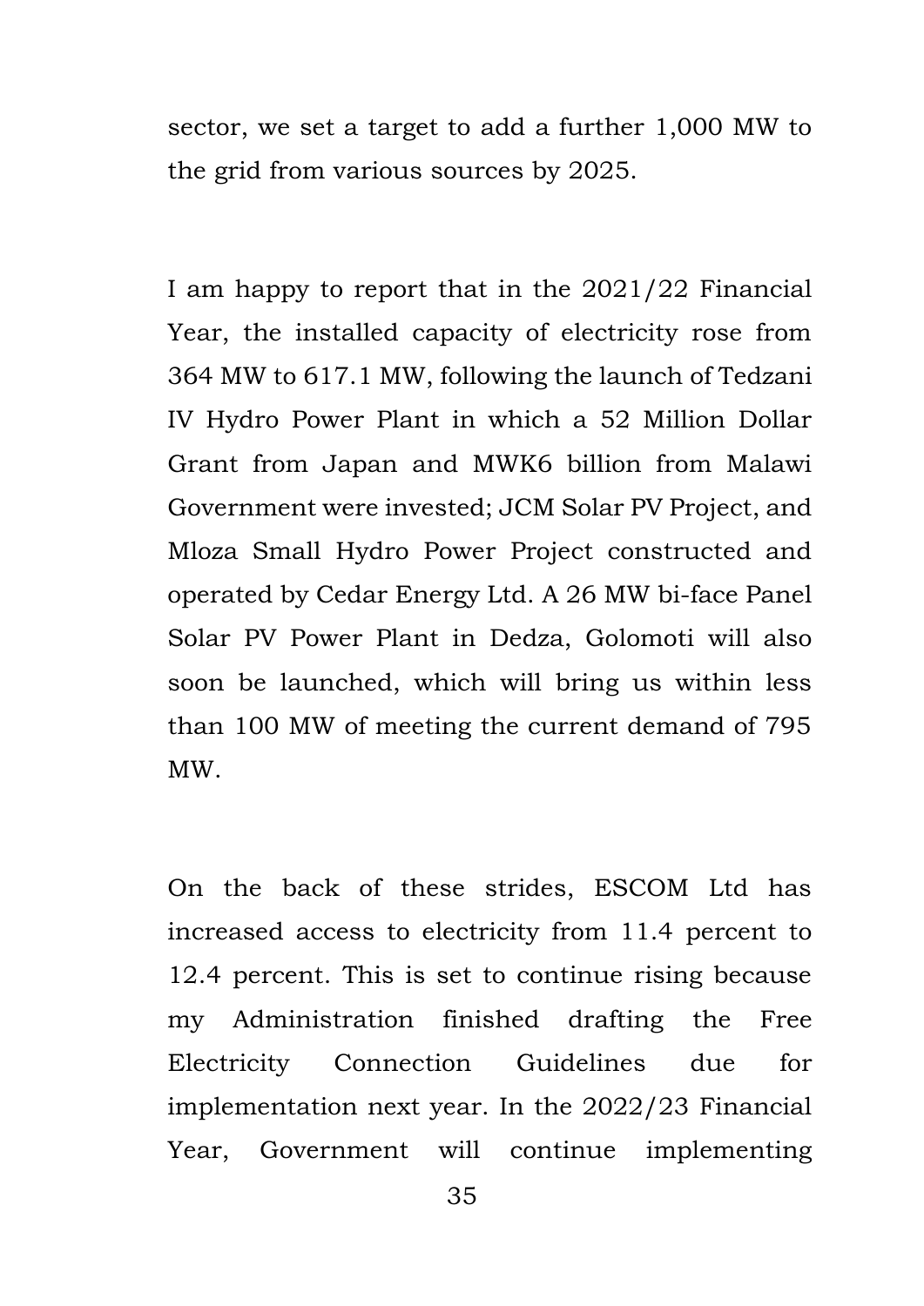sector, we set a target to add a further 1,000 MW to the grid from various sources by 2025.

I am happy to report that in the 2021/22 Financial Year, the installed capacity of electricity rose from 364 MW to 617.1 MW, following the launch of Tedzani IV Hydro Power Plant in which a 52 Million Dollar Grant from Japan and MWK6 billion from Malawi Government were invested; JCM Solar PV Project, and Mloza Small Hydro Power Project constructed and operated by Cedar Energy Ltd. A 26 MW bi-face Panel Solar PV Power Plant in Dedza, Golomoti will also soon be launched, which will bring us within less than 100 MW of meeting the current demand of 795 MW.

On the back of these strides, ESCOM Ltd has increased access to electricity from 11.4 percent to 12.4 percent. This is set to continue rising because my Administration finished drafting the Free Electricity Connection Guidelines due for implementation next year. In the 2022/23 Financial Year, Government will continue implementing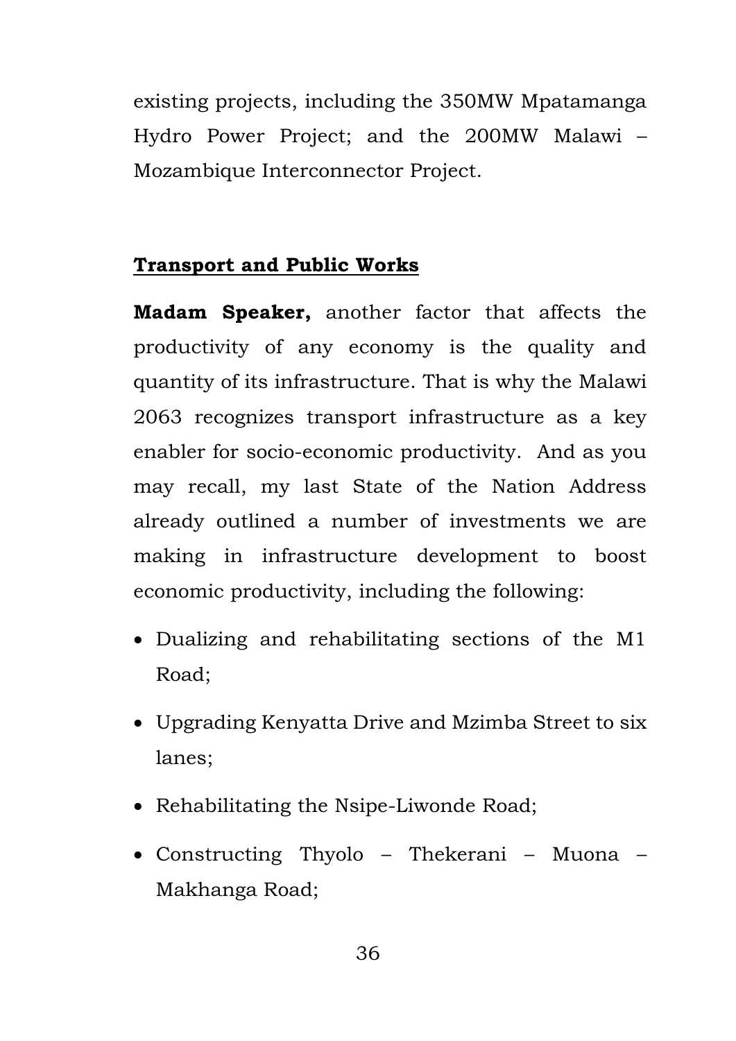existing projects, including the 350MW Mpatamanga Hydro Power Project; and the 200MW Malawi – Mozambique Interconnector Project.

## Transport and Public Works

**Madam Speaker,** another factor that affects the productivity of any economy is the quality and quantity of its infrastructure. That is why the Malawi 2063 recognizes transport infrastructure as a key enabler for socio-economic productivity. And as you may recall, my last State of the Nation Address already outlined a number of investments we are making in infrastructure development to boost economic productivity, including the following:

- Dualizing and rehabilitating sections of the M1 Road;
- Upgrading Kenyatta Drive and Mzimba Street to six lanes;
- Rehabilitating the Nsipe-Liwonde Road;
- Constructing Thyolo – Thekerani – Muona – Makhanga Road;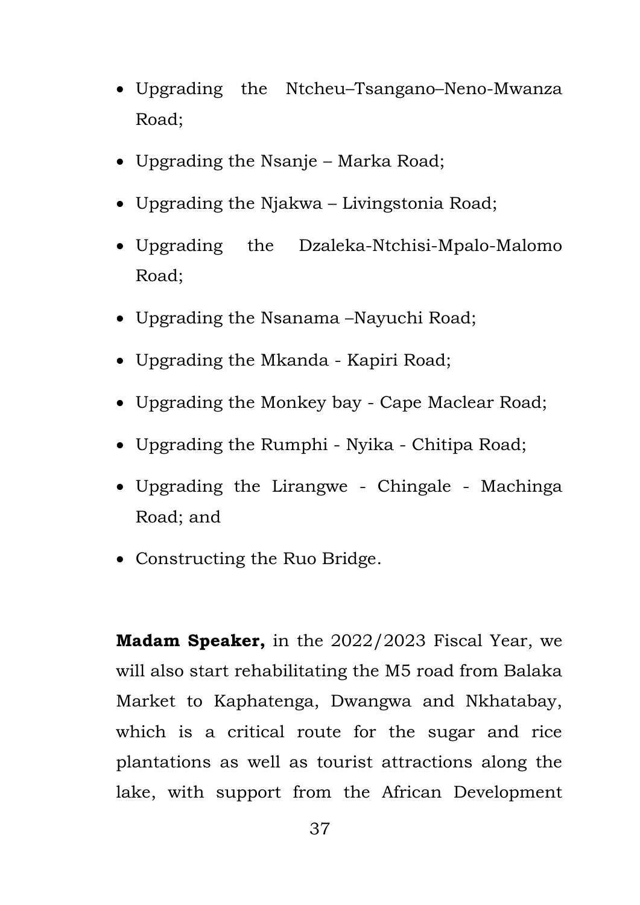- Upgrading the Ntcheu–Tsangano–Neno-Mwanza Road;
- Upgrading the Nsanje – Marka Road;
- Upgrading the Njakwa – Livingstonia Road;
- Upgrading the Dzaleka-Ntchisi-Mpalo-Malomo Road;
- Upgrading the Nsanama –Nayuchi Road;
- Upgrading the Mkanda - Kapiri Road;
- Upgrading the Monkey bay - Cape Maclear Road;
- Upgrading the Rumphi - Nyika - Chitipa Road;
- Upgrading the Lirangwe - Chingale - Machinga Road; and
- Constructing the Ruo Bridge.

**Madam Speaker,** in the 2022/2023 Fiscal Year, we will also start rehabilitating the M5 road from Balaka Market to Kaphatenga, Dwangwa and Nkhatabay, which is a critical route for the sugar and rice plantations as well as tourist attractions along the lake, with support from the African Development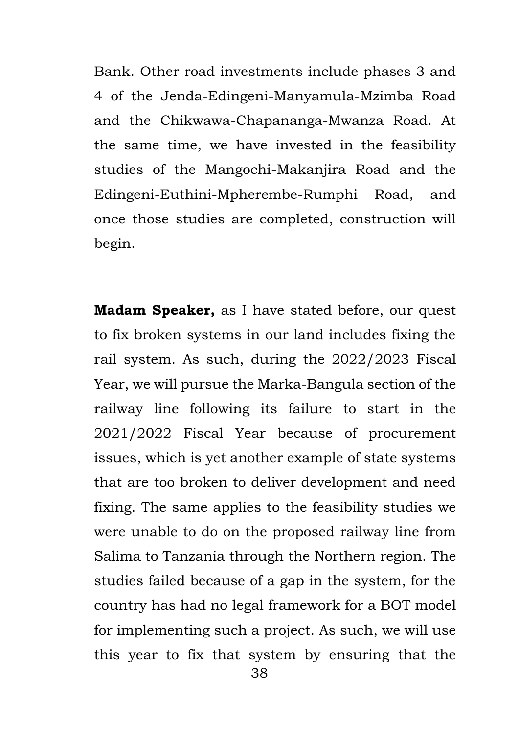Bank. Other road investments include phases 3 and 4 of the Jenda-Edingeni-Manyamula-Mzimba Road and the Chikwawa-Chapananga-Mwanza Road. At the same time, we have invested in the feasibility studies of the Mangochi-Makanjira Road and the Edingeni-Euthini-Mpherembe-Rumphi Road, and once those studies are completed, construction will begin.

**Madam Speaker,** as I have stated before, our quest to fix broken systems in our land includes fixing the rail system. As such, during the 2022/2023 Fiscal Year, we will pursue the Marka-Bangula section of the railway line following its failure to start in the 2021/2022 Fiscal Year because of procurement issues, which is yet another example of state systems that are too broken to deliver development and need fixing. The same applies to the feasibility studies we were unable to do on the proposed railway line from Salima to Tanzania through the Northern region. The studies failed because of a gap in the system, for the country has had no legal framework for a BOT model for implementing such a project. As such, we will use this year to fix that system by ensuring that the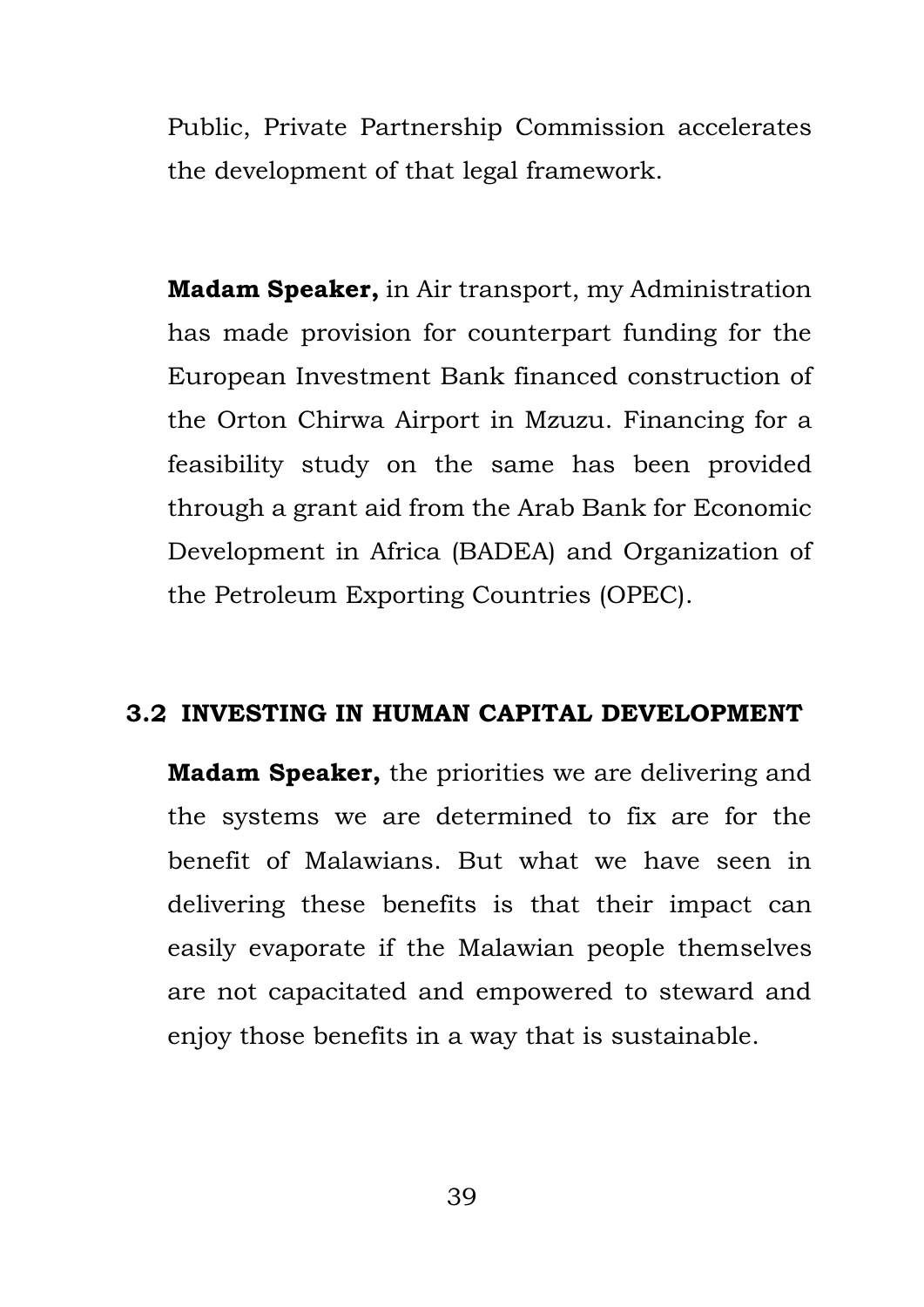Public, Private Partnership Commission accelerates the development of that legal framework.

**Madam Speaker,** in Air transport, my Administration has made provision for counterpart funding for the European Investment Bank financed construction of the Orton Chirwa Airport in Mzuzu. Financing for a feasibility study on the same has been provided through a grant aid from the Arab Bank for Economic Development in Africa (BADEA) and Organization of the Petroleum Exporting Countries (OPEC).

### 3.2 INVESTING IN HUMAN CAPITAL DEVELOPMENT

**Madam Speaker,** the priorities we are delivering and the systems we are determined to fix are for the benefit of Malawians. But what we have seen in delivering these benefits is that their impact can easily evaporate if the Malawian people themselves are not capacitated and empowered to steward and enjoy those benefits in a way that is sustainable.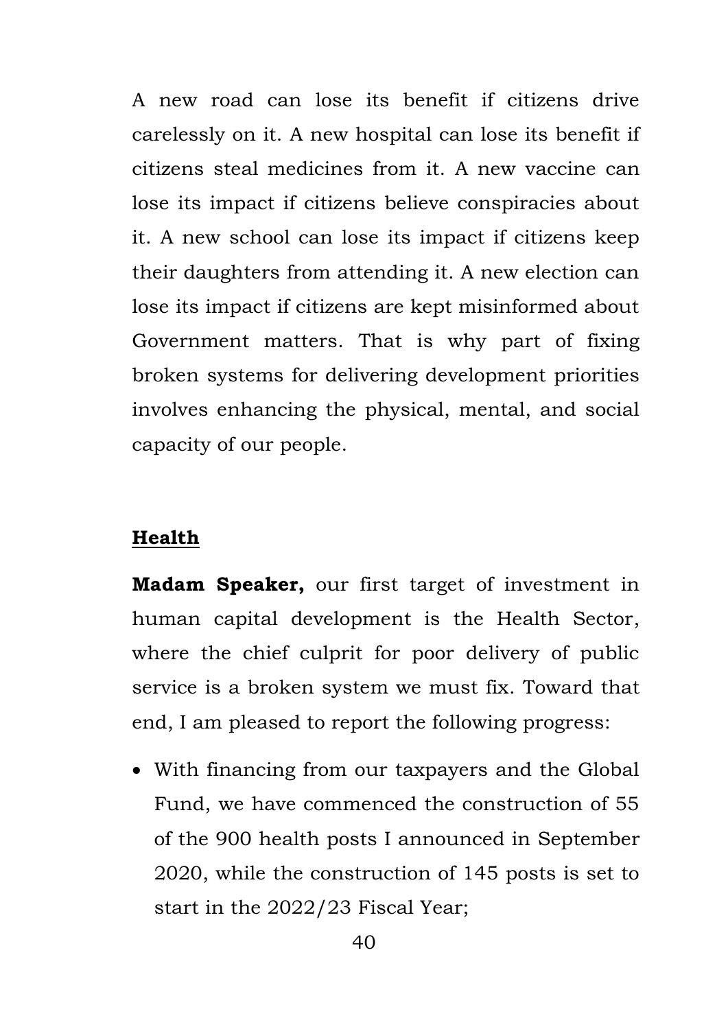A new road can lose its benefit if citizens drive carelessly on it. A new hospital can lose its benefit if citizens steal medicines from it. A new vaccine can lose its impact if citizens believe conspiracies about it. A new school can lose its impact if citizens keep their daughters from attending it. A new election can lose its impact if citizens are kept misinformed about Government matters. That is why part of fixing broken systems for delivering development priorities involves enhancing the physical, mental, and social capacity of our people.

## Health

**Madam Speaker,** our first target of investment in human capital development is the Health Sector, where the chief culprit for poor delivery of public service is a broken system we must fix. Toward that end, I am pleased to report the following progress:

- With financing from our taxpayers and the Global Fund, we have commenced the construction of 55 of the 900 health posts I announced in September 2020, while the construction of 145 posts is set to start in the 2022/23 Fiscal Year;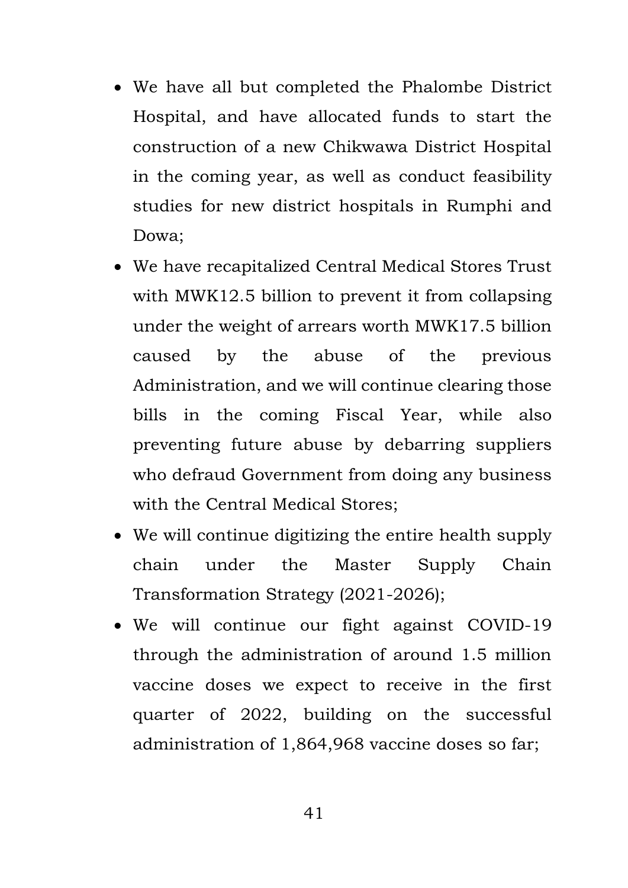- We have all but completed the Phalombe District Hospital, and have allocated funds to start the construction of a new Chikwawa District Hospital in the coming year, as well as conduct feasibility studies for new district hospitals in Rumphi and Dowa;
- We have recapitalized Central Medical Stores Trust with MWK12.5 billion to prevent it from collapsing under the weight of arrears worth MWK17.5 billion caused by the abuse of the previous Administration, and we will continue clearing those bills in the coming Fiscal Year, while also preventing future abuse by debarring suppliers who defraud Government from doing any business with the Central Medical Stores;
- We will continue digitizing the entire health supply chain under the Master Supply Chain Transformation Strategy (2021-2026);
- We will continue our fight against COVID-19 through the administration of around 1.5 million vaccine doses we expect to receive in the first quarter of 2022, building on the successful administration of 1,864,968 vaccine doses so far;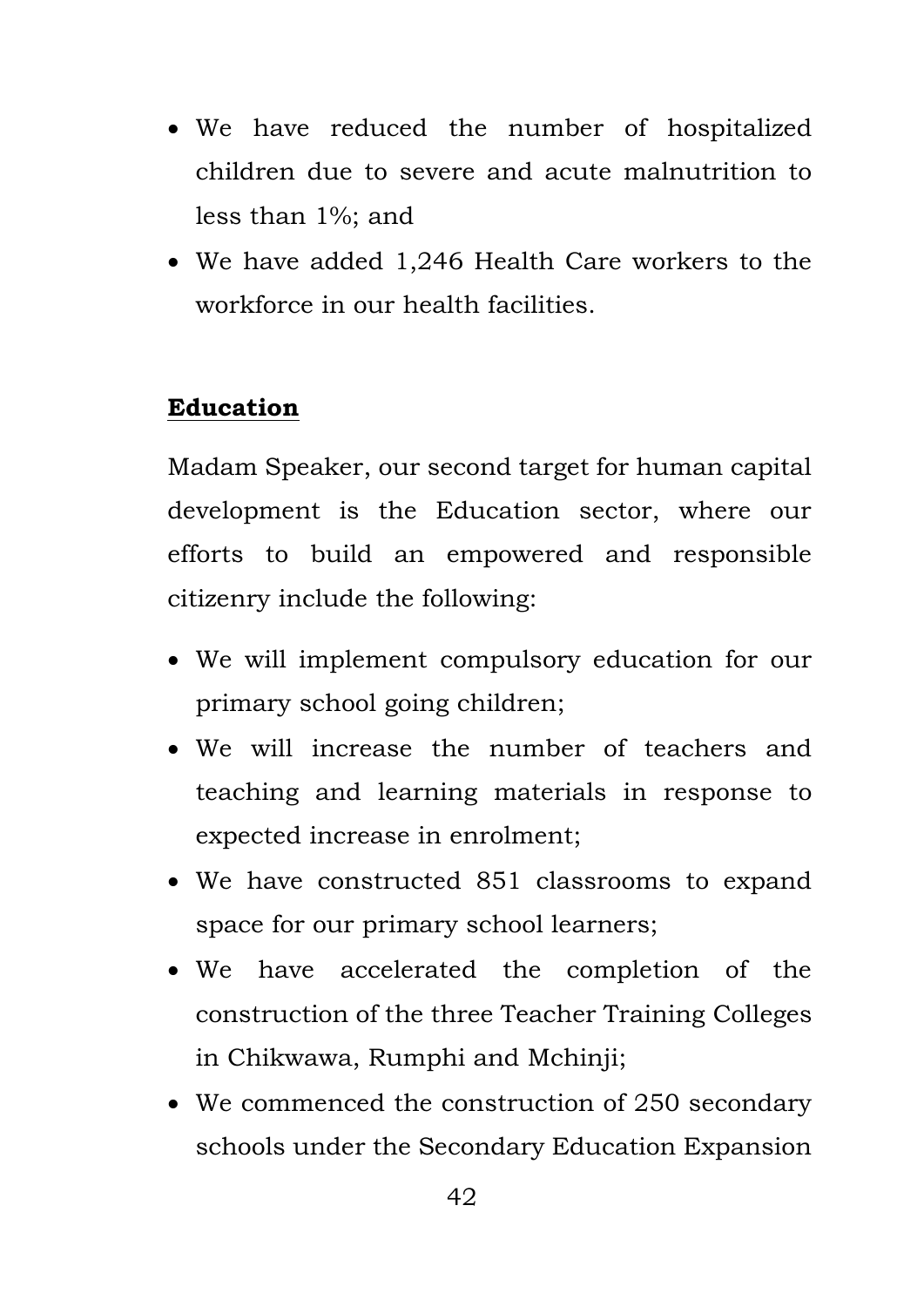- We have reduced the number of hospitalized children due to severe and acute malnutrition to less than 1%; and
- We have added 1,246 Health Care workers to the workforce in our health facilities.

## Education

Madam Speaker, our second target for human capital development is the Education sector, where our efforts to build an empowered and responsible citizenry include the following:

- We will implement compulsory education for our primary school going children;
- We will increase the number of teachers and teaching and learning materials in response to expected increase in enrolment;
- We have constructed 851 classrooms to expand space for our primary school learners;
- We have accelerated the completion of the construction of the three Teacher Training Colleges in Chikwawa, Rumphi and Mchinji;
- We commenced the construction of 250 secondary schools under the Secondary Education Expansion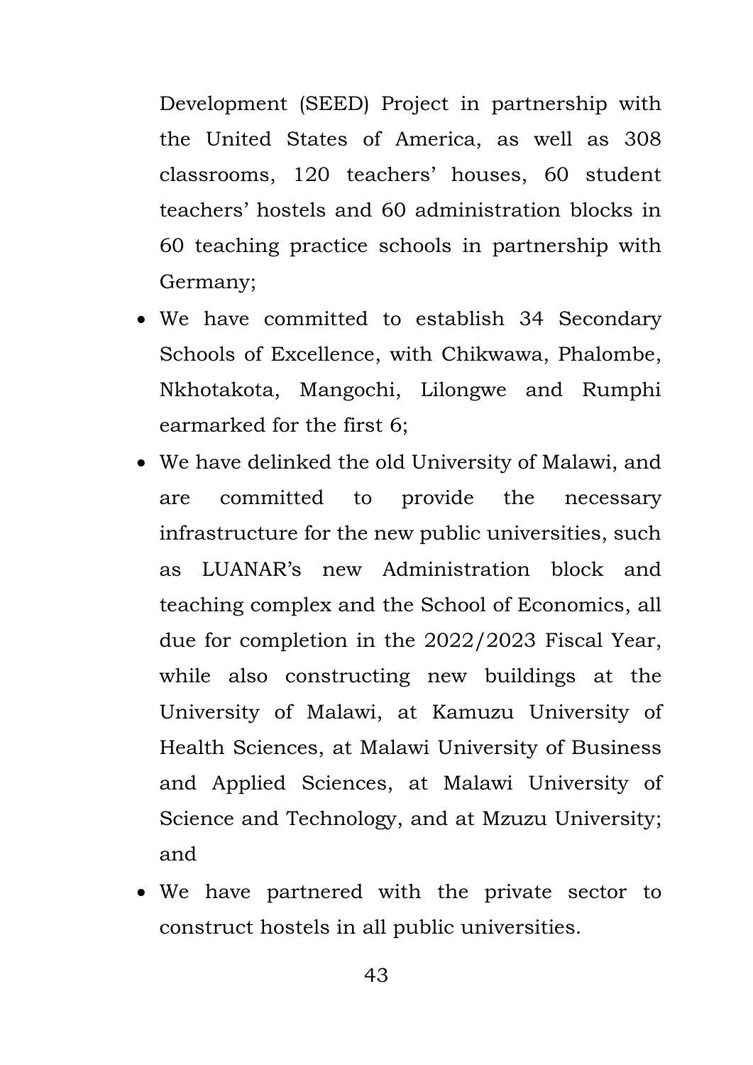Development (SEED) Project in partnership with the United States of America, as well as 308 classrooms, 120 teachers' houses, 60 student teachers' hostels and 60 administration blocks in 60 teaching practice schools in partnership with Germany;

- We have committed to establish 34 Secondary Schools of Excellence, with Chikwawa, Phalombe, Nkhotakota, Mangochi, Lilongwe and Rumphi earmarked for the first 6;
- We have delinked the old University of Malawi, and are committed to provide the necessary infrastructure for the new public universities, such as LUANAR's new Administration block and teaching complex and the School of Economics, all due for completion in the 2022/2023 Fiscal Year, while also constructing new buildings at the University of Malawi, at Kamuzu University of Health Sciences, at Malawi University of Business and Applied Sciences, at Malawi University of Science and Technology, and at Mzuzu University; and
- We have partnered with the private sector to construct hostels in all public universities.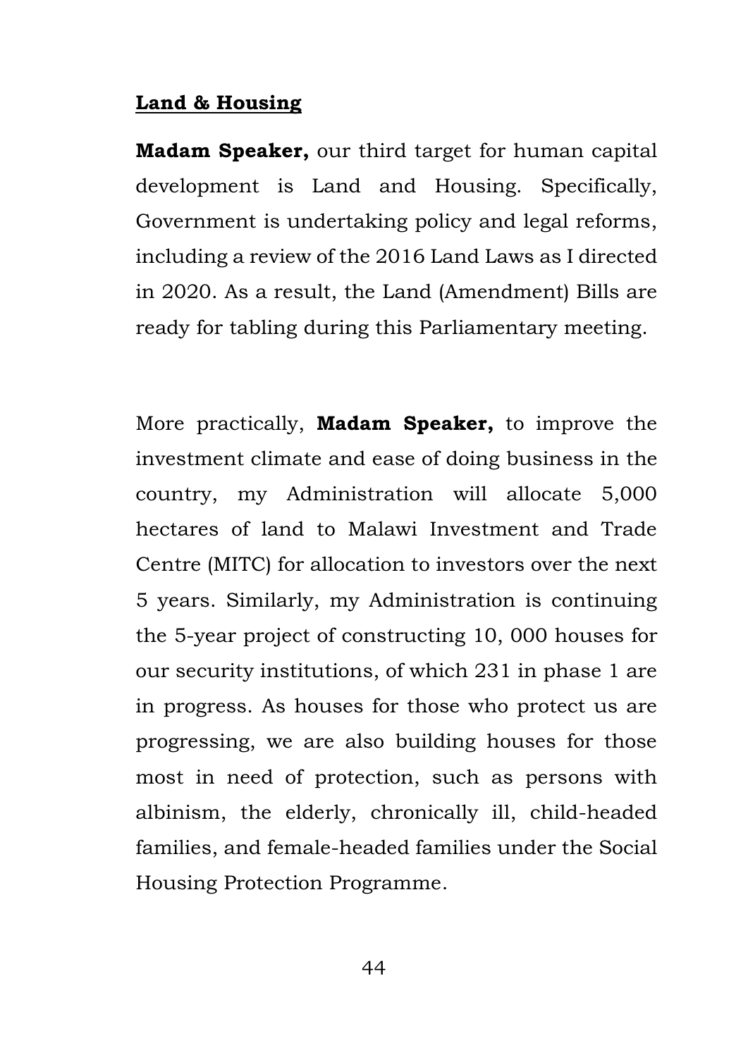**Land & Housing**

**Madam Speaker,** our third target for human capital development is Land and Housing. Specifically, Government is undertaking policy and legal reforms, including a review of the 2016 Land Laws as I directed in 2020. As a result, the Land (Amendment) Bills are ready for tabling during this Parliamentary meeting.

More practically, **Madam Speaker,** to improve the investment climate and ease of doing business in the country, my Administration will allocate 5,000 hectares of land to Malawi Investment and Trade Centre (MITC) for allocation to investors over the next 5 years. Similarly, my Administration is continuing the 5-year project of constructing 10, 000 houses for our security institutions, of which 231 in phase 1 are in progress. As houses for those who protect us are progressing, we are also building houses for those most in need of protection, such as persons with albinism, the elderly, chronically ill, child-headed families, and female-headed families under the Social Housing Protection Programme.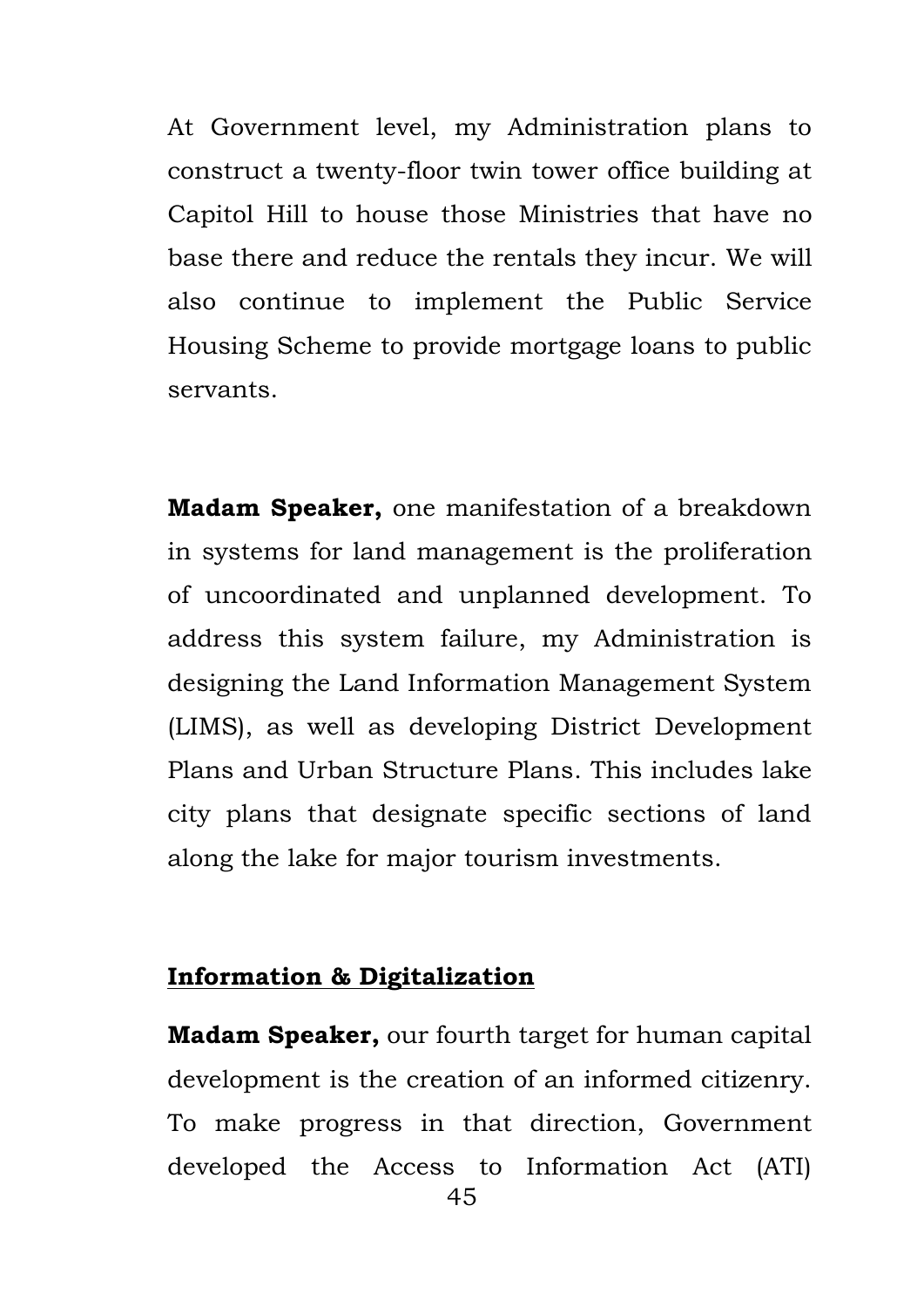At Government level, my Administration plans to construct a twenty-floor twin tower office building at Capitol Hill to house those Ministries that have no base there and reduce the rentals they incur. We will also continue to implement the Public Service Housing Scheme to provide mortgage loans to public servants.

**Madam Speaker,** one manifestation of a breakdown in systems for land management is the proliferation of uncoordinated and unplanned development. To address this system failure, my Administration is designing the Land Information Management System (LIMS), as well as developing District Development Plans and Urban Structure Plans. This includes lake city plans that designate specific sections of land along the lake for major tourism investments.

## Information & Digitalization

**Madam Speaker,** our fourth target for human capital development is the creation of an informed citizenry. To make progress in that direction, Government developed the Access to Information Act (ATI)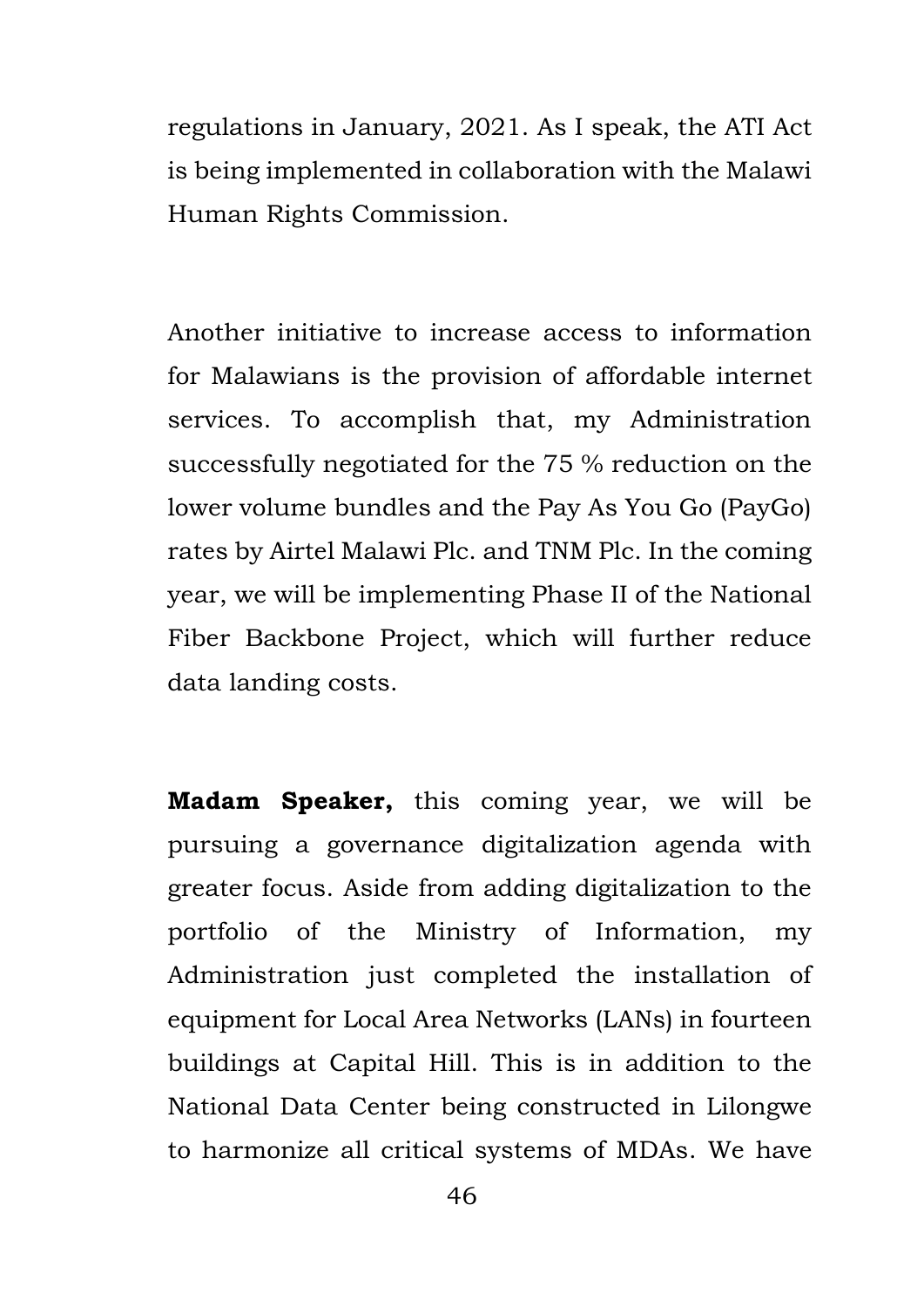regulations in January, 2021. As I speak, the ATI Act is being implemented in collaboration with the Malawi Human Rights Commission.

Another initiative to increase access to information for Malawians is the provision of affordable internet services. To accomplish that, my Administration successfully negotiated for the 75 % reduction on the lower volume bundles and the Pay As You Go (PayGo) rates by Airtel Malawi Plc. and TNM Plc. In the coming year, we will be implementing Phase II of the National Fiber Backbone Project, which will further reduce data landing costs.

**Madam Speaker,** this coming year, we will be pursuing a governance digitalization agenda with greater focus. Aside from adding digitalization to the portfolio of the Ministry of Information, my Administration just completed the installation of equipment for Local Area Networks (LANs) in fourteen buildings at Capital Hill. This is in addition to the National Data Center being constructed in Lilongwe to harmonize all critical systems of MDAs. We have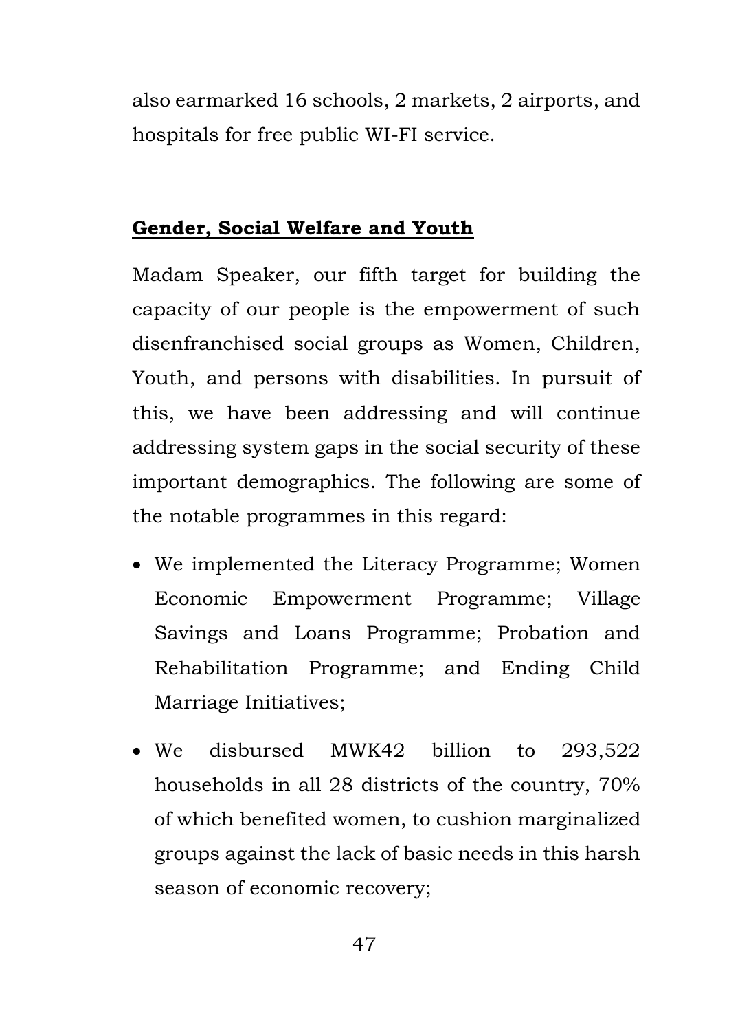also earmarked 16 schools, 2 markets, 2 airports, and hospitals for free public WI-FI service.

## **Gender, Social Welfare and Youth**

Madam Speaker, our fifth target for building the capacity of our people is the empowerment of such disenfranchised social groups as Women, Children, Youth, and persons with disabilities. In pursuit of this, we have been addressing and will continue addressing system gaps in the social security of these important demographics. The following are some of the notable programmes in this regard:

- We implemented the Literacy Programme; Women Economic Empowerment Programme; Village Savings and Loans Programme; Probation and Rehabilitation Programme; and Ending Child Marriage Initiatives;
- We disbursed MWK42 billion to 293,522 households in all 28 districts of the country, 70% of which benefited women, to cushion marginalized groups against the lack of basic needs in this harsh season of economic recovery;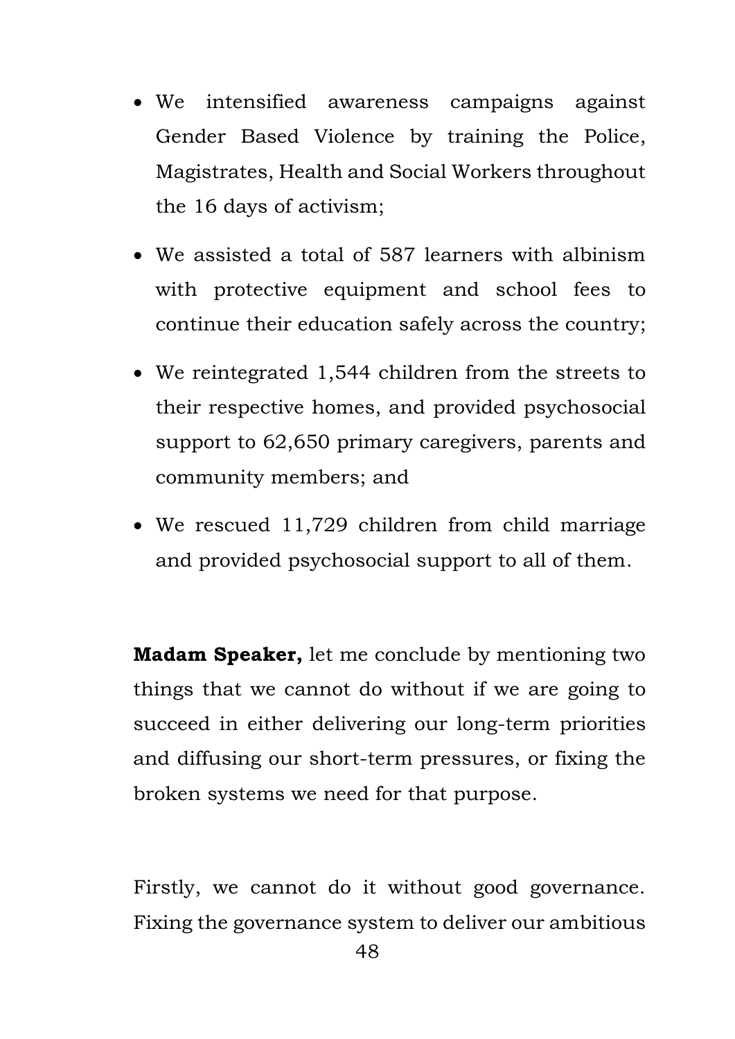- We intensified awareness campaigns against Gender Based Violence by training the Police, Magistrates, Health and Social Workers throughout the 16 days of activism;
- We assisted a total of 587 learners with albinism with protective equipment and school fees to continue their education safely across the country;
- We reintegrated 1,544 children from the streets to their respective homes, and provided psychosocial support to 62,650 primary caregivers, parents and community members; and
- We rescued 11,729 children from child marriage and provided psychosocial support to all of them.

**Madam Speaker,** let me conclude by mentioning two things that we cannot do without if we are going to succeed in either delivering our long-term priorities and diffusing our short-term pressures, or fixing the broken systems we need for that purpose.

Firstly, we cannot do it without good governance. Fixing the governance system to deliver our ambitious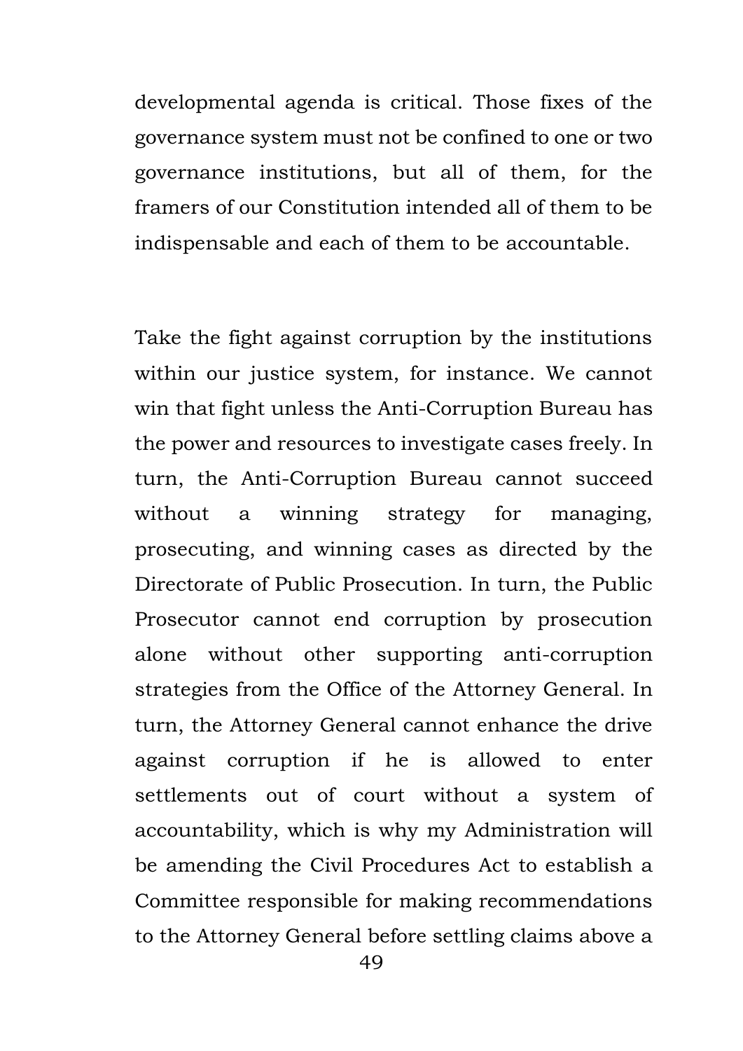developmental agenda is critical. Those fixes of the governance system must not be confined to one or two governance institutions, but all of them, for the framers of our Constitution intended all of them to be indispensable and each of them to be accountable.

Take the fight against corruption by the institutions within our justice system, for instance. We cannot win that fight unless the Anti-Corruption Bureau has the power and resources to investigate cases freely. In turn, the Anti-Corruption Bureau cannot succeed without a winning strategy for managing, prosecuting, and winning cases as directed by the Directorate of Public Prosecution. In turn, the Public Prosecutor cannot end corruption by prosecution alone without other supporting anti-corruption strategies from the Office of the Attorney General. In turn, the Attorney General cannot enhance the drive against corruption if he is allowed to enter settlements out of court without a system of accountability, which is why my Administration will be amending the Civil Procedures Act to establish a Committee responsible for making recommendations to the Attorney General before settling claims above a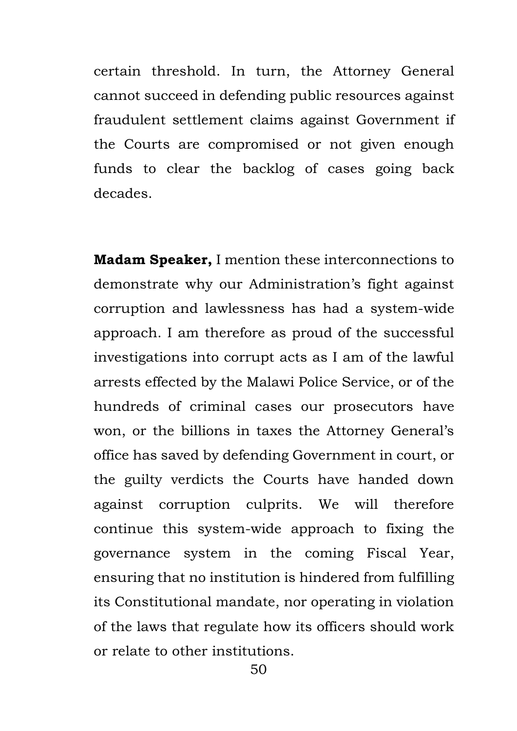certain threshold. In turn, the Attorney General cannot succeed in defending public resources against fraudulent settlement claims against Government if the Courts are compromised or not given enough funds to clear the backlog of cases going back decades.

**Madam Speaker,** I mention these interconnections to demonstrate why our Administration's fight against corruption and lawlessness has had a system-wide approach. I am therefore as proud of the successful investigations into corrupt acts as I am of the lawful arrests effected by the Malawi Police Service, or of the hundreds of criminal cases our prosecutors have won, or the billions in taxes the Attorney General's office has saved by defending Government in court, or the guilty verdicts the Courts have handed down against corruption culprits. We will therefore continue this system-wide approach to fixing the governance system in the coming Fiscal Year, ensuring that no institution is hindered from fulfilling its Constitutional mandate, nor operating in violation of the laws that regulate how its officers should work or relate to other institutions.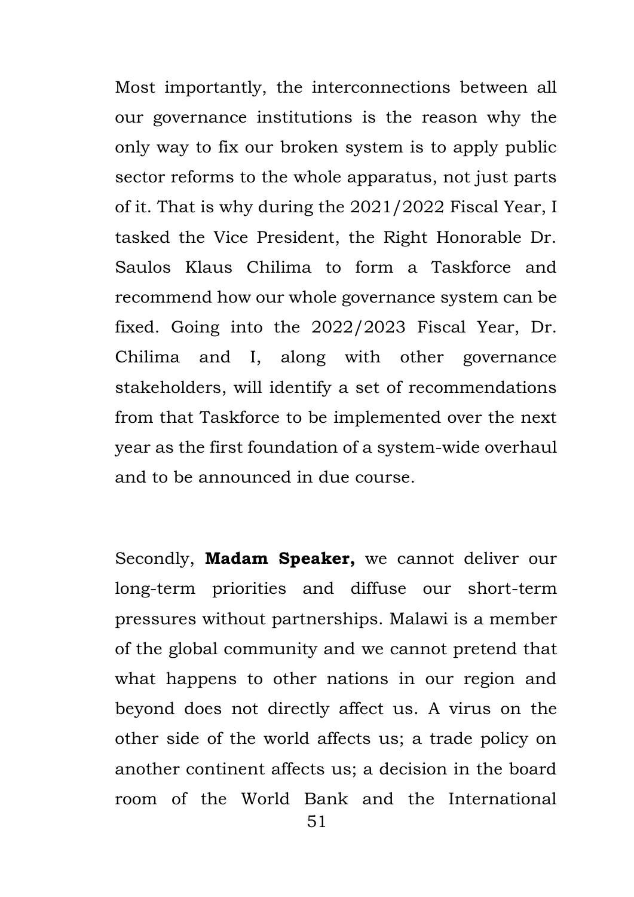Most importantly, the interconnections between all our governance institutions is the reason why the only way to fix our broken system is to apply public sector reforms to the whole apparatus, not just parts of it. That is why during the 2021/2022 Fiscal Year, I tasked the Vice President, the Right Honorable Dr. Saulos Klaus Chilima to form a Taskforce and recommend how our whole governance system can be fixed. Going into the 2022/2023 Fiscal Year, Dr. Chilima and I, along with other governance stakeholders, will identify a set of recommendations from that Taskforce to be implemented over the next year as the first foundation of a system-wide overhaul and to be announced in due course.

Secondly, **Madam Speaker,** we cannot deliver our long-term priorities and diffuse our short-term pressures without partnerships. Malawi is a member of the global community and we cannot pretend that what happens to other nations in our region and beyond does not directly affect us. A virus on the other side of the world affects us; a trade policy on another continent affects us; a decision in the board room of the World Bank and the International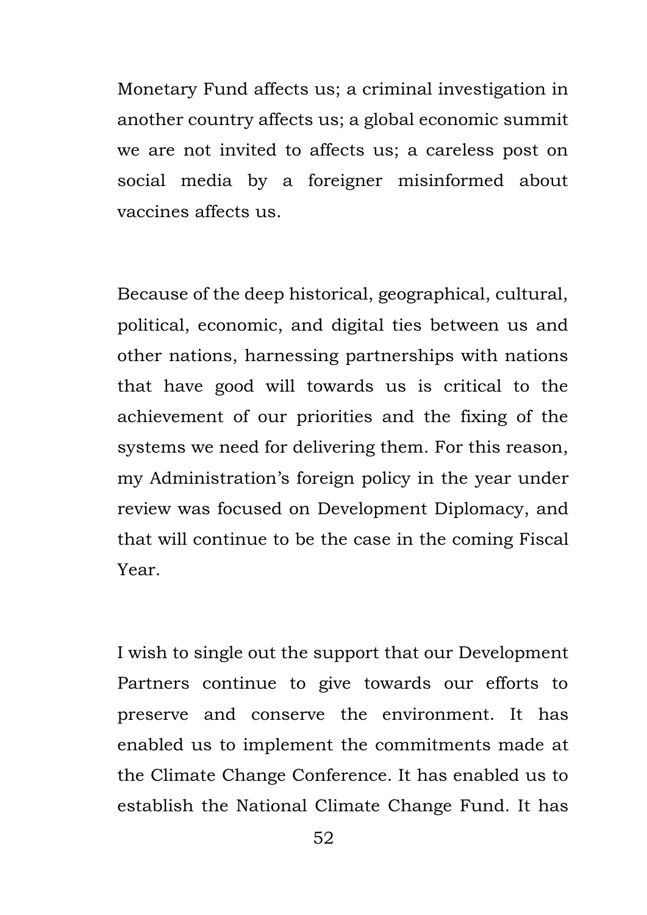Monetary Fund affects us; a criminal investigation in another country affects us; a global economic summit we are not invited to affects us; a careless post on social media by a foreigner misinformed about vaccines affects us.

Because of the deep historical, geographical, cultural, political, economic, and digital ties between us and other nations, harnessing partnerships with nations that have good will towards us is critical to the achievement of our priorities and the fixing of the systems we need for delivering them. For this reason, my Administration's foreign policy in the year under review was focused on Development Diplomacy, and that will continue to be the case in the coming Fiscal Year.

I wish to single out the support that our Development Partners continue to give towards our efforts to preserve and conserve the environment. It has enabled us to implement the commitments made at the Climate Change Conference. It has enabled us to establish the National Climate Change Fund. It has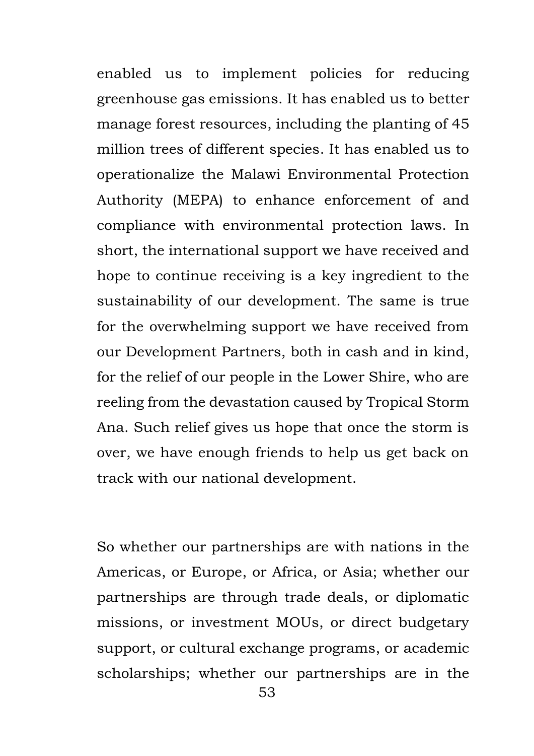enabled us to implement policies for reducing greenhouse gas emissions. It has enabled us to better manage forest resources, including the planting of 45 million trees of different species. It has enabled us to operationalize the Malawi Environmental Protection Authority (MEPA) to enhance enforcement of and compliance with environmental protection laws. In short, the international support we have received and hope to continue receiving is a key ingredient to the sustainability of our development. The same is true for the overwhelming support we have received from our Development Partners, both in cash and in kind, for the relief of our people in the Lower Shire, who are reeling from the devastation caused by Tropical Storm Ana. Such relief gives us hope that once the storm is over, we have enough friends to help us get back on track with our national development.

So whether our partnerships are with nations in the Americas, or Europe, or Africa, or Asia; whether our partnerships are through trade deals, or diplomatic missions, or investment MOUs, or direct budgetary support, or cultural exchange programs, or academic scholarships; whether our partnerships are in the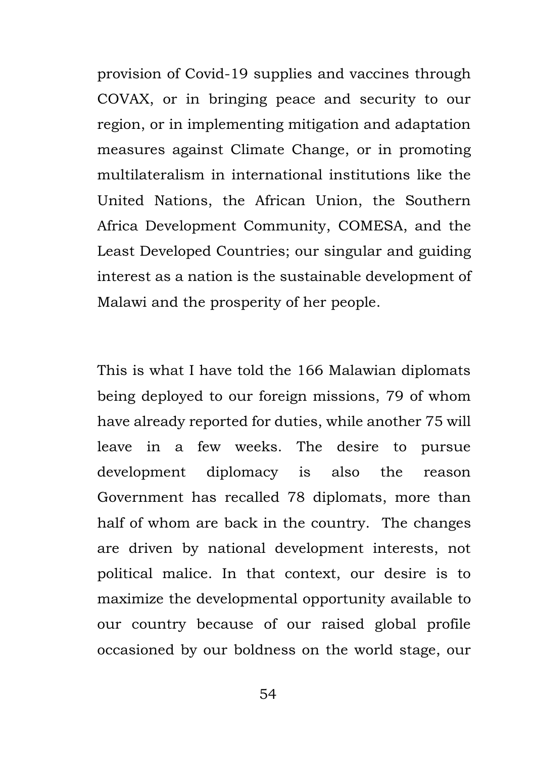provision of Covid-19 supplies and vaccines through COVAX, or in bringing peace and security to our region, or in implementing mitigation and adaptation measures against Climate Change, or in promoting multilateralism in international institutions like the United Nations, the African Union, the Southern Africa Development Community, COMESA, and the Least Developed Countries; our singular and guiding interest as a nation is the sustainable development of Malawi and the prosperity of her people.

This is what I have told the 166 Malawian diplomats being deployed to our foreign missions, 79 of whom have already reported for duties, while another 75 will leave in a few weeks. The desire to pursue development diplomacy is also the reason Government has recalled 78 diplomats, more than half of whom are back in the country. The changes are driven by national development interests, not political malice. In that context, our desire is to maximize the developmental opportunity available to our country because of our raised global profile occasioned by our boldness on the world stage, our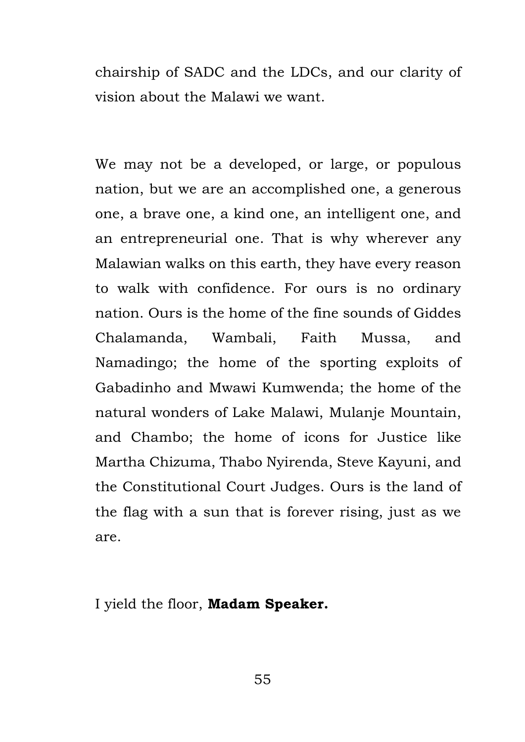chairship of SADC and the LDCs, and our clarity of vision about the Malawi we want.

We may not be a developed, or large, or populous nation, but we are an accomplished one, a generous one, a brave one, a kind one, an intelligent one, and an entrepreneurial one. That is why wherever any Malawian walks on this earth, they have every reason to walk with confidence. For ours is no ordinary nation. Ours is the home of the fine sounds of Giddes Chalamanda, Wambali, Faith Mussa, and Namadingo; the home of the sporting exploits of Gabadinho and Mwawi Kumwenda; the home of the natural wonders of Lake Malawi, Mulanje Mountain, and Chambo; the home of icons for Justice like Martha Chizuma, Thabo Nyirenda, Steve Kayuni, and the Constitutional Court Judges. Ours is the land of the flag with a sun that is forever rising, just as we are.

I yield the floor, **Madam Speaker.**